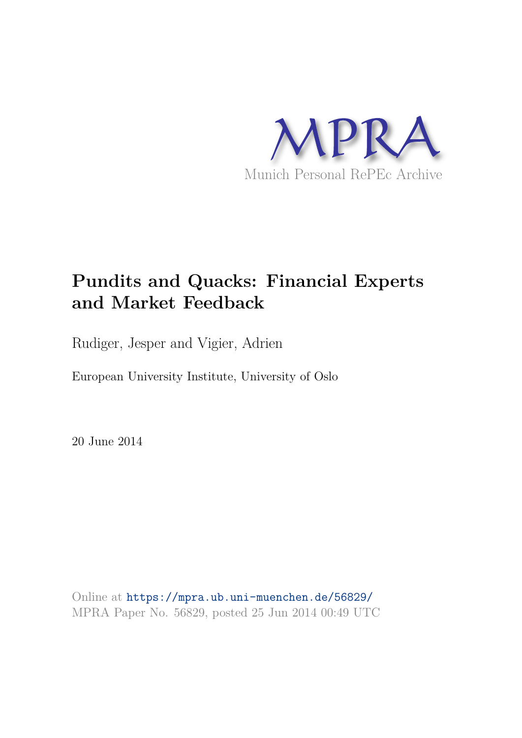MPRA

Munich Personal RePEc Archive

# Pundits and Quacks: Financial Experts and Market Feedback

Rudiger, Jesper and Vigier, Adrien

European University Institute, University of Oslo

20 June 2014

Online at https://mpra.ub.uni-muenchen.de/56829/
MPRA Paper No. 56829, posted 25 Jun 2014 00:49 UTC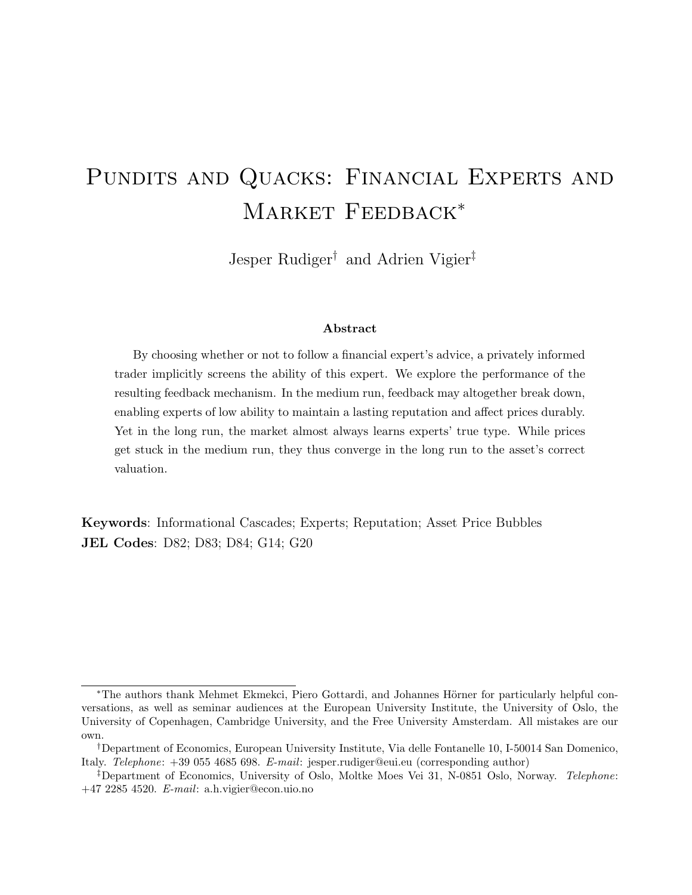# Pundits and Quacks: Financial Experts and Market Feedback*

Jesper Rudiger† and Adrien Vigier‡

### Abstract

By choosing whether or not to follow a financial expert's advice, a privately informed trader implicitly screens the ability of this expert. We explore the performance of the resulting feedback mechanism. In the medium run, feedback may altogether break down, enabling experts of low ability to maintain a lasting reputation and affect prices durably. Yet in the long run, the market almost always learns experts' true type. While prices get stuck in the medium run, they thus converge in the long run to the asset's correct valuation.

**Keywords**: Informational Cascades; Experts; Reputation; Asset Price Bubbles
**JEL Codes**: D82; D83; D84; G14; G20

---

*The authors thank Mehmet Ekmekci, Piero Gottardi, and Johannes Hörner for particularly helpful conversations, as well as seminar audiences at the European University Institute, the University of Oslo, the University of Copenhagen, Cambridge University, and the Free University Amsterdam. All mistakes are our own.

†Department of Economics, European University Institute, Via delle Fontanelle 10, I-50014 San Domenico, Italy. *Telephone*: +39 055 4685 698. *E-mail*: jesper.rudiger@eui.eu (corresponding author)

‡Department of Economics, University of Oslo, Moltke Moes Vei 31, N-0851 Oslo, Norway. *Telephone*: +47 2285 4520. *E-mail*: a.h.vigier@econ.uio.no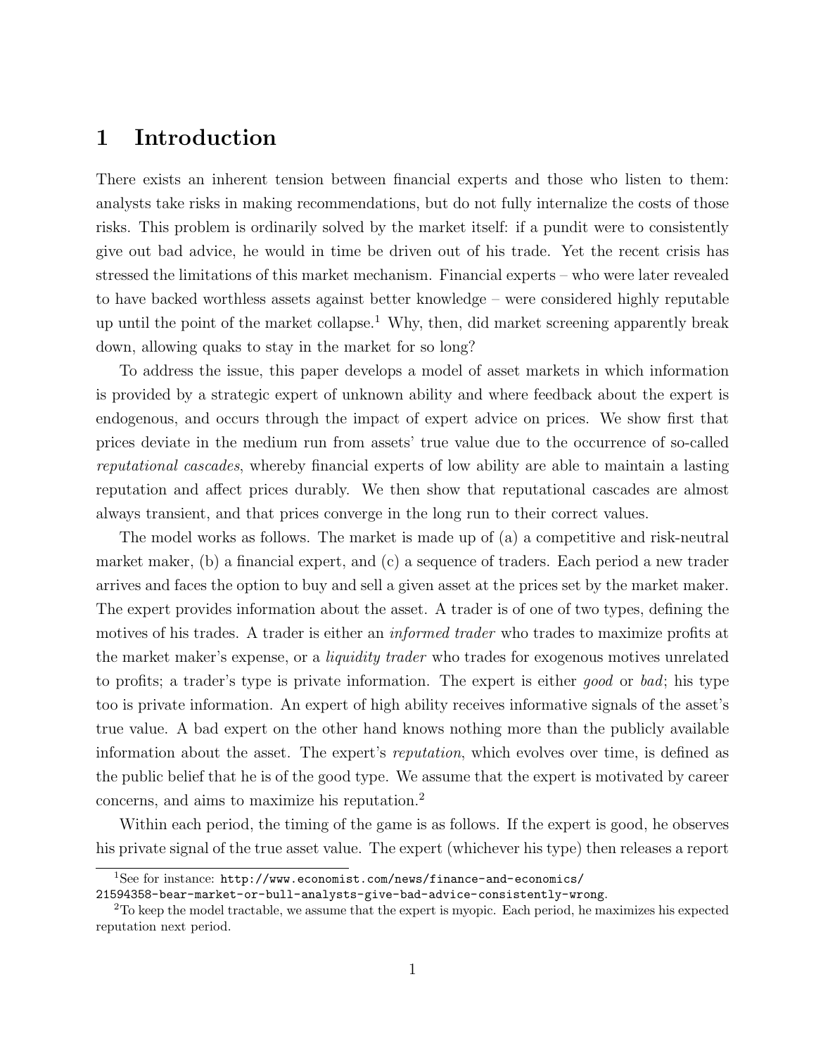# 1 Introduction

There exists an inherent tension between financial experts and those who listen to them: analysts take risks in making recommendations, but do not fully internalize the costs of those risks. This problem is ordinarily solved by the market itself: if a pundit were to consistently give out bad advice, he would in time be driven out of his trade. Yet the recent crisis has stressed the limitations of this market mechanism. Financial experts – who were later revealed to have backed worthless assets against better knowledge – were considered highly reputable up until the point of the market collapse.[1] Why, then, did market screening apparently break down, allowing quaks to stay in the market for so long?

To address the issue, this paper develops a model of asset markets in which information is provided by a strategic expert of unknown ability and where feedback about the expert is endogenous, and occurs through the impact of expert advice on prices. We show first that prices deviate in the medium run from assets' true value due to the occurrence of so-called *reputational cascades*, whereby financial experts of low ability are able to maintain a lasting reputation and affect prices durably. We then show that reputational cascades are almost always transient, and that prices converge in the long run to their correct values.

The model works as follows. The market is made up of (a) a competitive and risk-neutral market maker, (b) a financial expert, and (c) a sequence of traders. Each period a new trader arrives and faces the option to buy and sell a given asset at the prices set by the market maker. The expert provides information about the asset. A trader is of one of two types, defining the motives of his trades. A trader is either an *informed trader* who trades to maximize profits at the market maker's expense, or a *liquidity trader* who trades for exogenous motives unrelated to profits; a trader's type is private information. The expert is either *good* or *bad*; his type too is private information. An expert of high ability receives informative signals of the asset's true value. A bad expert on the other hand knows nothing more than the publicly available information about the asset. The expert's *reputation*, which evolves over time, is defined as the public belief that he is of the good type. We assume that the expert is motivated by career concerns, and aims to maximize his reputation.[2]

Within each period, the timing of the game is as follows. If the expert is good, he observes his private signal of the true asset value. The expert (whichever his type) then releases a report

[1] See for instance: http://www.economist.com/news/finance-and-economics/21594358-bear-market-or-bull-analysts-give-bad-advice-consistently-wrong.

[2] To keep the model tractable, we assume that the expert is myopic. Each period, he maximizes his expected reputation next period.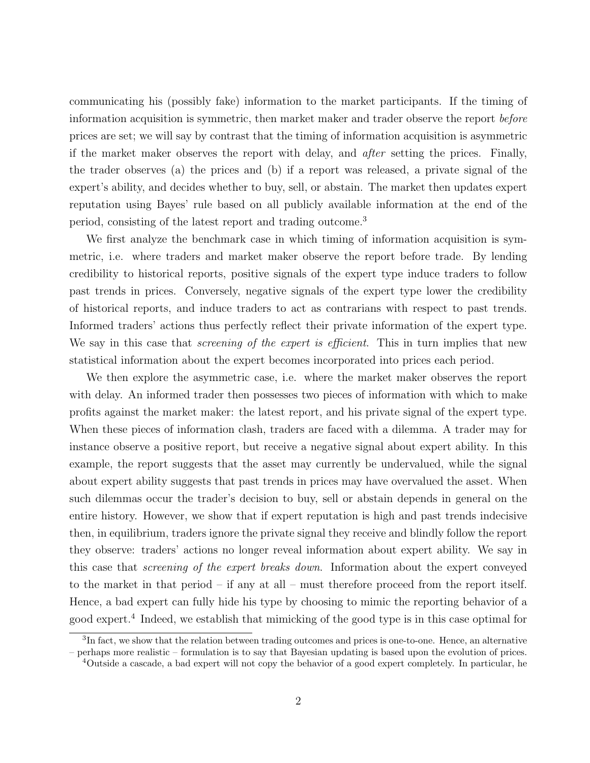communicating his (possibly fake) information to the market participants. If the timing of information acquisition is symmetric, then market maker and trader observe the report *before* prices are set; we will say by contrast that the timing of information acquisition is asymmetric if the market maker observes the report with delay, and *after* setting the prices. Finally, the trader observes (a) the prices and (b) if a report was released, a private signal of the expert's ability, and decides whether to buy, sell, or abstain. The market then updates expert reputation using Bayes' rule based on all publicly available information at the end of the period, consisting of the latest report and trading outcome.[3]

We first analyze the benchmark case in which timing of information acquisition is symmetric, i.e. where traders and market maker observe the report before trade. By lending credibility to historical reports, positive signals of the expert type induce traders to follow past trends in prices. Conversely, negative signals of the expert type lower the credibility of historical reports, and induce traders to act as contrarians with respect to past trends. Informed traders' actions thus perfectly reflect their private information of the expert type. We say in this case that *screening of the expert is efficient*. This in turn implies that new statistical information about the expert becomes incorporated into prices each period.

We then explore the asymmetric case, i.e. where the market maker observes the report with delay. An informed trader then possesses two pieces of information with which to make profits against the market maker: the latest report, and his private signal of the expert type. When these pieces of information clash, traders are faced with a dilemma. A trader may for instance observe a positive report, but receive a negative signal about expert ability. In this example, the report suggests that the asset may currently be undervalued, while the signal about expert ability suggests that past trends in prices may have overvalued the asset. When such dilemmas occur the trader's decision to buy, sell or abstain depends in general on the entire history. However, we show that if expert reputation is high and past trends indecisive then, in equilibrium, traders ignore the private signal they receive and blindly follow the report they observe: traders' actions no longer reveal information about expert ability. We say in this case that *screening of the expert breaks down*. Information about the expert conveyed to the market in that period – if any at all – must therefore proceed from the report itself. Hence, a bad expert can fully hide his type by choosing to mimic the reporting behavior of a good expert.[4] Indeed, we establish that mimicking of the good type is in this case optimal for

[3] In fact, we show that the relation between trading outcomes and prices is one-to-one. Hence, an alternative – perhaps more realistic – formulation is to say that Bayesian updating is based upon the evolution of prices.

[4] Outside a cascade, a bad expert will not copy the behavior of a good expert completely. In particular, he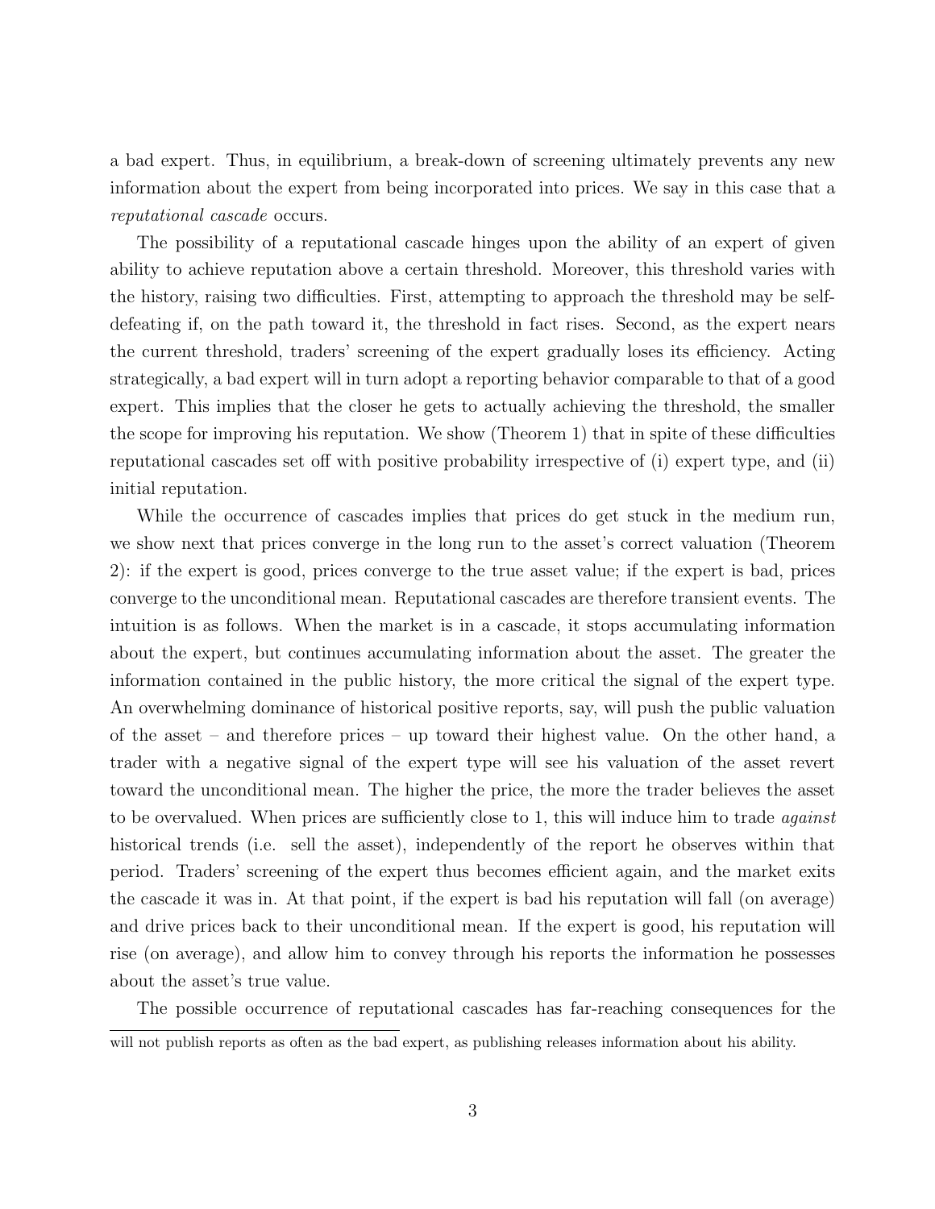a bad expert. Thus, in equilibrium, a break-down of screening ultimately prevents any new information about the expert from being incorporated into prices. We say in this case that a *reputational cascade* occurs.

The possibility of a reputational cascade hinges upon the ability of an expert of given ability to achieve reputation above a certain threshold. Moreover, this threshold varies with the history, raising two difficulties. First, attempting to approach the threshold may be self-defeating if, on the path toward it, the threshold in fact rises. Second, as the expert nears the current threshold, traders' screening of the expert gradually loses its efficiency. Acting strategically, a bad expert will in turn adopt a reporting behavior comparable to that of a good expert. This implies that the closer he gets to actually achieving the threshold, the smaller the scope for improving his reputation. We show (Theorem 1) that in spite of these difficulties reputational cascades set off with positive probability irrespective of (i) expert type, and (ii) initial reputation.

While the occurrence of cascades implies that prices do get stuck in the medium run, we show next that prices converge in the long run to the asset's correct valuation (Theorem 2): if the expert is good, prices converge to the true asset value; if the expert is bad, prices converge to the unconditional mean. Reputational cascades are therefore transient events. The intuition is as follows. When the market is in a cascade, it stops accumulating information about the expert, but continues accumulating information about the asset. The greater the information contained in the public history, the more critical the signal of the expert type. An overwhelming dominance of historical positive reports, say, will push the public valuation of the asset – and therefore prices – up toward their highest value. On the other hand, a trader with a negative signal of the expert type will see his valuation of the asset revert toward the unconditional mean. The higher the price, the more the trader believes the asset to be overvalued. When prices are sufficiently close to 1, this will induce him to trade *against* historical trends (i.e. sell the asset), independently of the report he observes within that period. Traders' screening of the expert thus becomes efficient again, and the market exits the cascade it was in. At that point, if the expert is bad his reputation will fall (on average) and drive prices back to their unconditional mean. If the expert is good, his reputation will rise (on average), and allow him to convey through his reports the information he possesses about the asset's true value.

The possible occurrence of reputational cascades has far-reaching consequences for the

will not publish reports as often as the bad expert, as publishing releases information about his ability.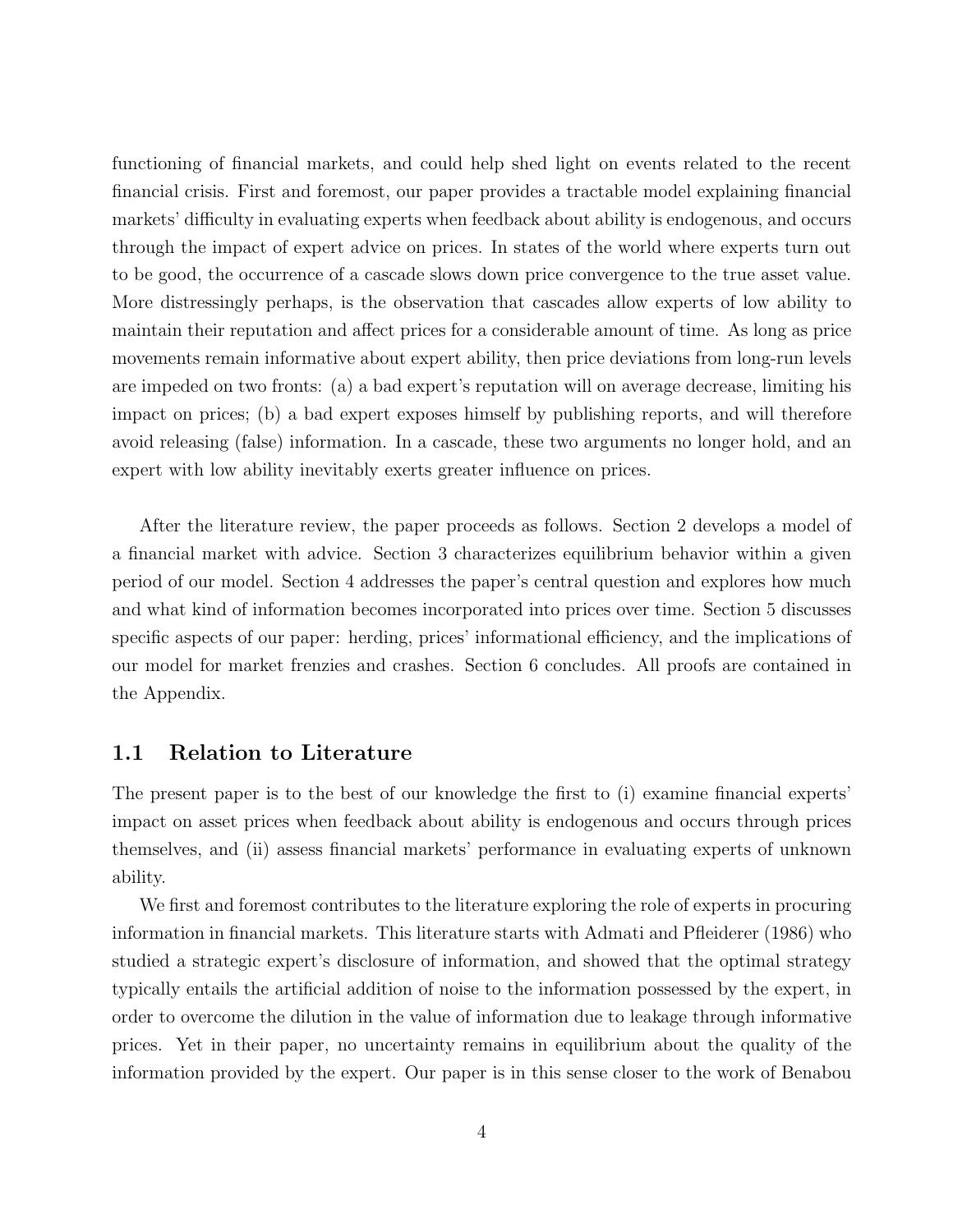functioning of financial markets, and could help shed light on events related to the recent financial crisis. First and foremost, our paper provides a tractable model explaining financial markets' difficulty in evaluating experts when feedback about ability is endogenous, and occurs through the impact of expert advice on prices. In states of the world where experts turn out to be good, the occurrence of a cascade slows down price convergence to the true asset value. More distressingly perhaps, is the observation that cascades allow experts of low ability to maintain their reputation and affect prices for a considerable amount of time. As long as price movements remain informative about expert ability, then price deviations from long-run levels are impeded on two fronts: (a) a bad expert's reputation will on average decrease, limiting his impact on prices; (b) a bad expert exposes himself by publishing reports, and will therefore avoid releasing (false) information. In a cascade, these two arguments no longer hold, and an expert with low ability inevitably exerts greater influence on prices.

After the literature review, the paper proceeds as follows. Section 2 develops a model of a financial market with advice. Section 3 characterizes equilibrium behavior within a given period of our model. Section 4 addresses the paper's central question and explores how much and what kind of information becomes incorporated into prices over time. Section 5 discusses specific aspects of our paper: herding, prices' informational efficiency, and the implications of our model for market frenzies and crashes. Section 6 concludes. All proofs are contained in the Appendix.

## 1.1 Relation to Literature

The present paper is to the best of our knowledge the first to (i) examine financial experts' impact on asset prices when feedback about ability is endogenous and occurs through prices themselves, and (ii) assess financial markets' performance in evaluating experts of unknown ability.

We first and foremost contributes to the literature exploring the role of experts in procuring information in financial markets. This literature starts with Admati and Pfleiderer (1986) who studied a strategic expert's disclosure of information, and showed that the optimal strategy typically entails the artificial addition of noise to the information possessed by the expert, in order to overcome the dilution in the value of information due to leakage through informative prices. Yet in their paper, no uncertainty remains in equilibrium about the quality of the information provided by the expert. Our paper is in this sense closer to the work of Benabou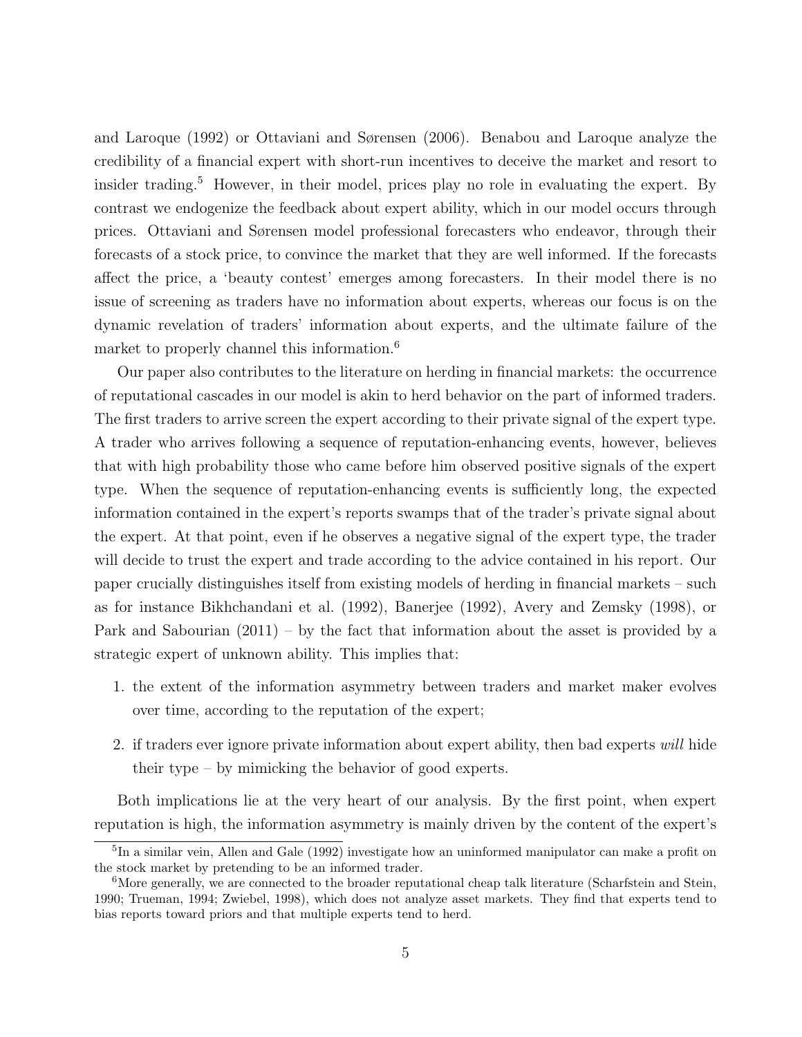and Laroque (1992) or Ottaviani and Sørensen (2006). Benabou and Laroque analyze the credibility of a financial expert with short-run incentives to deceive the market and resort to insider trading.[5] However, in their model, prices play no role in evaluating the expert. By contrast we endogenize the feedback about expert ability, which in our model occurs through prices. Ottaviani and Sørensen model professional forecasters who endeavor, through their forecasts of a stock price, to convince the market that they are well informed. If the forecasts affect the price, a 'beauty contest' emerges among forecasters. In their model there is no issue of screening as traders have no information about experts, whereas our focus is on the dynamic revelation of traders' information about experts, and the ultimate failure of the market to properly channel this information.[6]

Our paper also contributes to the literature on herding in financial markets: the occurrence of reputational cascades in our model is akin to herd behavior on the part of informed traders. The first traders to arrive screen the expert according to their private signal of the expert type. A trader who arrives following a sequence of reputation-enhancing events, however, believes that with high probability those who came before him observed positive signals of the expert type. When the sequence of reputation-enhancing events is sufficiently long, the expected information contained in the expert's reports swamps that of the trader's private signal about the expert. At that point, even if he observes a negative signal of the expert type, the trader will decide to trust the expert and trade according to the advice contained in his report. Our paper crucially distinguishes itself from existing models of herding in financial markets – such as for instance Bikhchandani et al. (1992), Banerjee (1992), Avery and Zemsky (1998), or Park and Sabourian (2011) – by the fact that information about the asset is provided by a strategic expert of unknown ability. This implies that:

1. the extent of the information asymmetry between traders and market maker evolves over time, according to the reputation of the expert;
2. if traders ever ignore private information about expert ability, then bad experts *will* hide their type – by mimicking the behavior of good experts.

Both implications lie at the very heart of our analysis. By the first point, when expert reputation is high, the information asymmetry is mainly driven by the content of the expert's

[5] In a similar vein, Allen and Gale (1992) investigate how an uninformed manipulator can make a profit on the stock market by pretending to be an informed trader.

[6] More generally, we are connected to the broader reputational cheap talk literature (Scharfstein and Stein, 1990; Trueman, 1994; Zwiebel, 1998), which does not analyze asset markets. They find that experts tend to bias reports toward priors and that multiple experts tend to herd.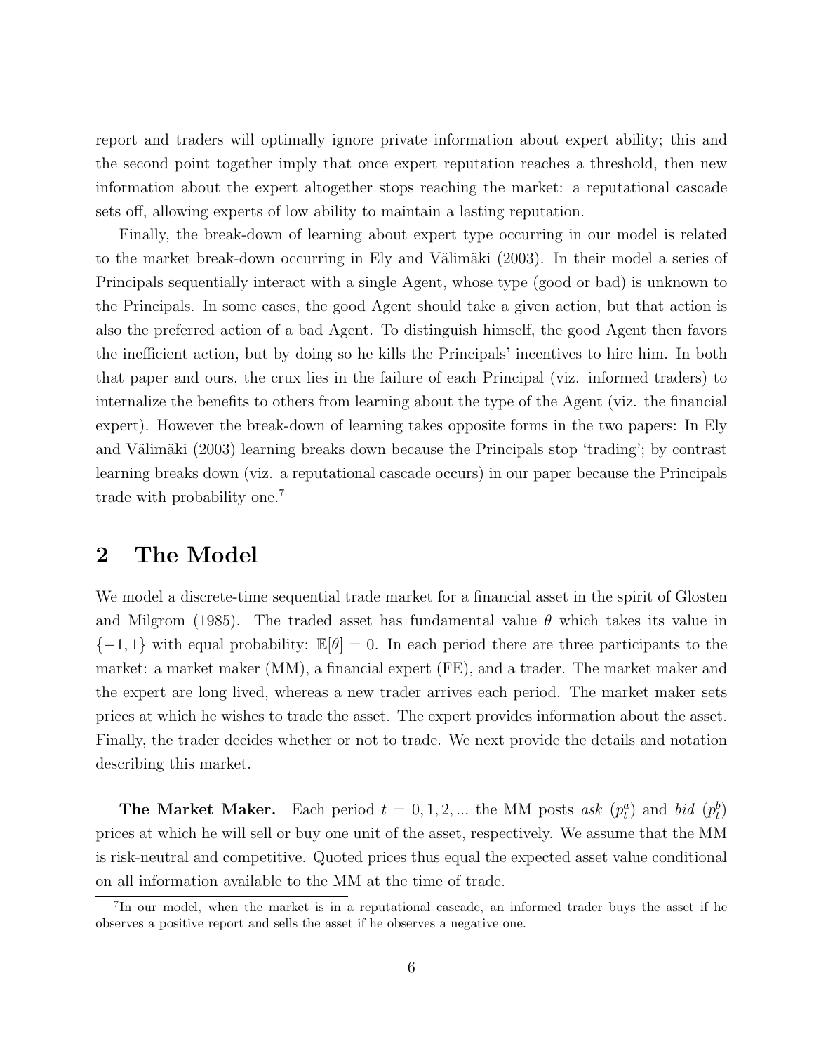report and traders will optimally ignore private information about expert ability; this and the second point together imply that once expert reputation reaches a threshold, then new information about the expert altogether stops reaching the market: a reputational cascade sets off, allowing experts of low ability to maintain a lasting reputation.

Finally, the break-down of learning about expert type occurring in our model is related to the market break-down occurring in Ely and Välimäki (2003). In their model a series of Principals sequentially interact with a single Agent, whose type (good or bad) is unknown to the Principals. In some cases, the good Agent should take a given action, but that action is also the preferred action of a bad Agent. To distinguish himself, the good Agent then favors the inefficient action, but by doing so he kills the Principals' incentives to hire him. In both that paper and ours, the crux lies in the failure of each Principal (viz. informed traders) to internalize the benefits to others from learning about the type of the Agent (viz. the financial expert). However the break-down of learning takes opposite forms in the two papers: In Ely and Välimäki (2003) learning breaks down because the Principals stop 'trading'; by contrast learning breaks down (viz. a reputational cascade occurs) in our paper because the Principals trade with probability one.[7]

## 2 The Model

We model a discrete-time sequential trade market for a financial asset in the spirit of Glosten and Milgrom (1985). The traded asset has fundamental value $\theta$ which takes its value in $\{-1, 1\}$ with equal probability: $\mathbb{E}[\theta] = 0$. In each period there are three participants to the market: a market maker (MM), a financial expert (FE), and a trader. The market maker and the expert are long lived, whereas a new trader arrives each period. The market maker sets prices at which he wishes to trade the asset. The expert provides information about the asset. Finally, the trader decides whether or not to trade. We next provide the details and notation describing this market.

**The Market Maker.** Each period $t = 0, 1, 2, ...$ the MM posts *ask* ($p_t^a$) and *bid* ($p_t^b$) prices at which he will sell or buy one unit of the asset, respectively. We assume that the MM is risk-neutral and competitive. Quoted prices thus equal the expected asset value conditional on all information available to the MM at the time of trade.

[7] In our model, when the market is in a reputational cascade, an informed trader buys the asset if he observes a positive report and sells the asset if he observes a negative one.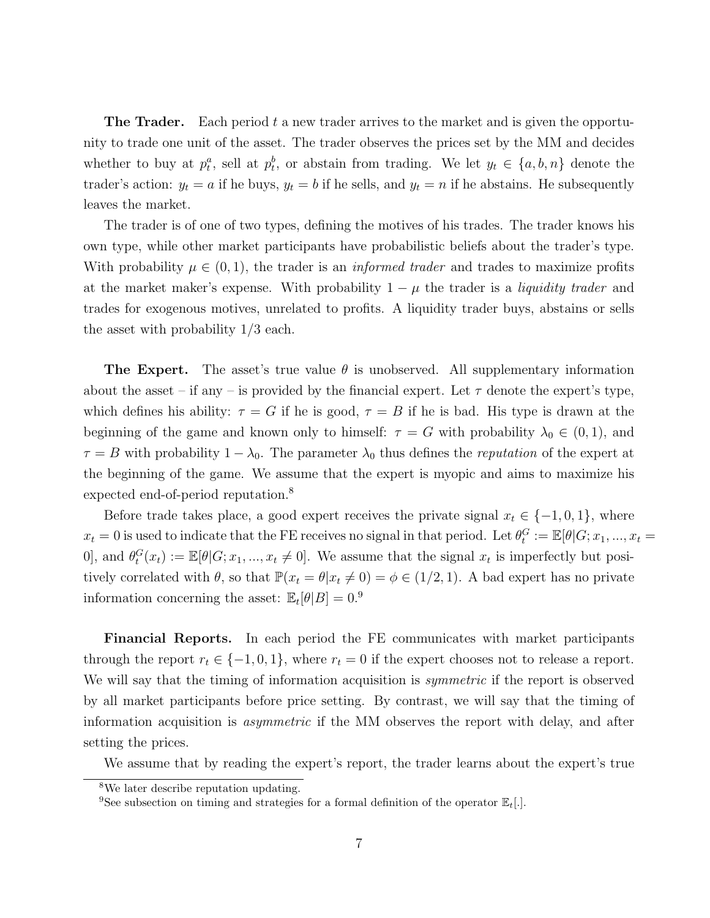**The Trader.** Each period $t$ a new trader arrives to the market and is given the opportunity to trade one unit of the asset. The trader observes the prices set by the MM and decides whether to buy at $p_t^a$, sell at $p_t^b$, or abstain from trading. We let $y_t \in \{a, b, n\}$ denote the trader's action: $y_t = a$ if he buys, $y_t = b$ if he sells, and $y_t = n$ if he abstains. He subsequently leaves the market.

The trader is of one of two types, defining the motives of his trades. The trader knows his own type, while other market participants have probabilistic beliefs about the trader's type. With probability $\mu \in (0, 1)$, the trader is an *informed trader* and trades to maximize profits at the market maker's expense. With probability $1 - \mu$ the trader is a *liquidity trader* and trades for exogenous motives, unrelated to profits. A liquidity trader buys, abstains or sells the asset with probability 1/3 each.

**The Expert.** The asset's true value $\theta$ is unobserved. All supplementary information about the asset – if any – is provided by the financial expert. Let $\tau$ denote the expert's type, which defines his ability: $\tau = G$ if he is good, $\tau = B$ if he is bad. His type is drawn at the beginning of the game and known only to himself: $\tau = G$ with probability $\lambda_0 \in (0, 1)$, and $\tau = B$ with probability $1 - \lambda_0$. The parameter $\lambda_0$ thus defines the *reputation* of the expert at the beginning of the game. We assume that the expert is myopic and aims to maximize his expected end-of-period reputation.[8]

Before trade takes place, a good expert receives the private signal $x_t \in \{-1, 0, 1\}$, where $x_t = 0$ is used to indicate that the FE receives no signal in that period. Let $\theta_t^G := \mathbb{E}[\theta|G; x_1, ..., x_t = 0]$, and $\theta_t^G(x_t) := \mathbb{E}[\theta|G; x_1, ..., x_t \neq 0]$. We assume that the signal $x_t$ is imperfectly but positively correlated with $\theta$, so that $\mathbb{P}(x_t = \theta|x_t \neq 0) = \phi \in (1/2, 1)$. A bad expert has no private information concerning the asset: $\mathbb{E}_t[\theta|B] = 0$.[9]

**Financial Reports.** In each period the FE communicates with market participants through the report $r_t \in \{-1, 0, 1\}$, where $r_t = 0$ if the expert chooses not to release a report. We will say that the timing of information acquisition is *symmetric* if the report is observed by all market participants before price setting. By contrast, we will say that the timing of information acquisition is *asymmetric* if the MM observes the report with delay, and after setting the prices.

We assume that by reading the expert's report, the trader learns about the expert's true

[8] We later describe reputation updating.

[9] See subsection on timing and strategies for a formal definition of the operator $\mathbb{E}_t[.]$.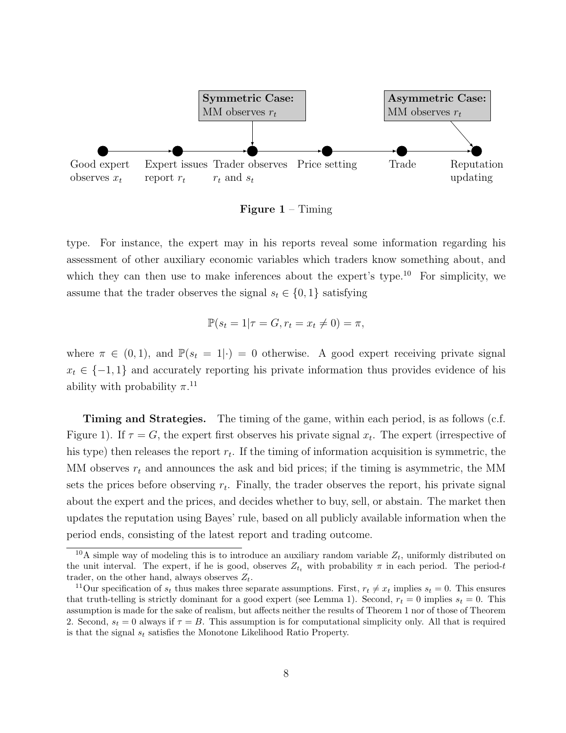Figure 1 – Timing

type. For instance, the expert may in his reports reveal some information regarding his assessment of other auxiliary economic variables which traders know something about, and which they can then use to make inferences about the expert's type.[10] For simplicity, we assume that the trader observes the signal $s_t \in \{0, 1\}$ satisfying

$$\mathbb{P}(s_t = 1 | \tau = G, r_t = x_t \neq 0) = \pi,$$

where $\pi \in (0, 1)$, and $\mathbb{P}(s_t = 1|\cdot) = 0$ otherwise. A good expert receiving private signal $x_t \in \{-1, 1\}$ and accurately reporting his private information thus provides evidence of his ability with probability $\pi$.[11]

**Timing and Strategies.** The timing of the game, within each period, is as follows (c.f. Figure 1). If $\tau = G$, the expert first observes his private signal $x_t$. The expert (irrespective of his type) then releases the report $r_t$. If the timing of information acquisition is symmetric, the MM observes $r_t$ and announces the ask and bid prices; if the timing is asymmetric, the MM sets the prices before observing $r_t$. Finally, the trader observes the report, his private signal about the expert and the prices, and decides whether to buy, sell, or abstain. The market then updates the reputation using Bayes' rule, based on all publicly available information when the period ends, consisting of the latest report and trading outcome.

[10] A simple way of modeling this is to introduce an auxiliary random variable $Z_t$, uniformly distributed on the unit interval. The expert, if he is good, observes $Z_{t_t}$ with probability $\pi$ in each period. The period-$t$ trader, on the other hand, always observes $Z_t$.

[11] Our specification of $s_t$ thus makes three separate assumptions. First, $r_t \neq x_t$ implies $s_t = 0$. This ensures that truth-telling is strictly dominant for a good expert (see Lemma 1). Second, $r_t = 0$ implies $s_t = 0$. This assumption is made for the sake of realism, but affects neither the results of Theorem 1 nor of those of Theorem 2. Second, $s_t = 0$ always if $\tau = B$. This assumption is for computational simplicity only. All that is required is that the signal $s_t$ satisfies the Monotone Likelihood Ratio Property.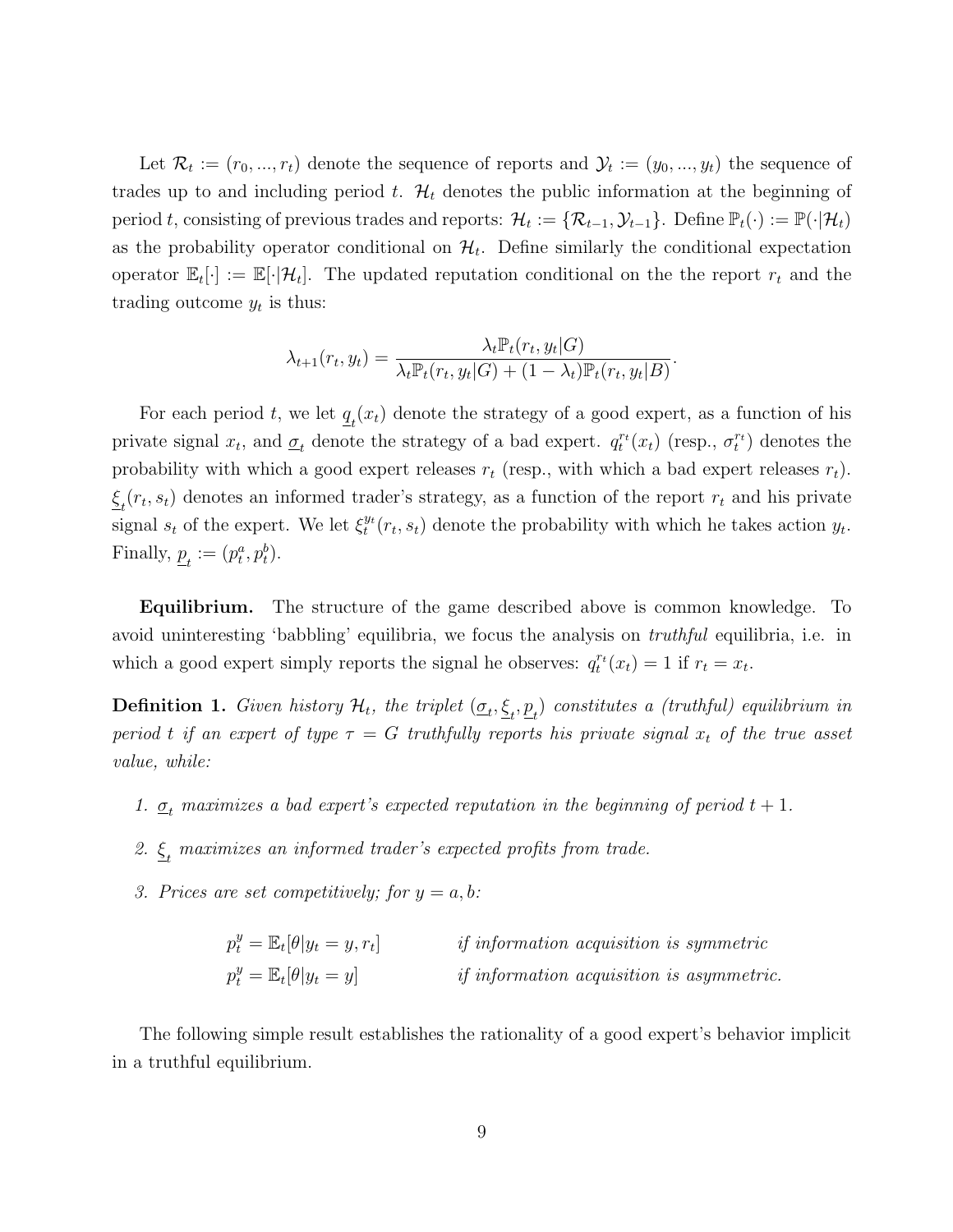Let $\mathcal{R}_t := (r_0, ..., r_t)$ denote the sequence of reports and $\mathcal{Y}_t := (y_0, ..., y_t)$ the sequence of trades up to and including period $t$. $\mathcal{H}_t$ denotes the public information at the beginning of period $t$, consisting of previous trades and reports: $\mathcal{H}_t := \{\mathcal{R}_{t-1}, \mathcal{Y}_{t-1}\}$. Define $\mathbb{P}_t(\cdot) := \mathbb{P}(\cdot|\mathcal{H}_t)$ as the probability operator conditional on $\mathcal{H}_t$. Define similarly the conditional expectation operator $\mathbb{E}_t[\cdot] := \mathbb{E}[\cdot|\mathcal{H}_t]$. The updated reputation conditional on the the report $r_t$ and the trading outcome $y_t$ is thus:

$$\lambda_{t+1}(r_t, y_t) = \frac{\lambda_t \mathbb{P}_t(r_t, y_t|G)}{\lambda_t \mathbb{P}_t(r_t, y_t|G) + (1-\lambda_t)\mathbb{P}_t(r_t, y_t|B)}.$$

For each period $t$, we let $\underline{q}_t(x_t)$ denote the strategy of a good expert, as a function of his private signal $x_t$, and $\underline{\sigma}_t$ denote the strategy of a bad expert. $q_t^{r_t}(x_t)$ (resp., $\sigma_t^{r_t}$) denotes the probability with which a good expert releases $r_t$ (resp., with which a bad expert releases $r_t$). $\underline{\xi}_t(r_t, s_t)$ denotes an informed trader's strategy, as a function of the report $r_t$ and his private signal $s_t$ of the expert. We let $\xi_t^{y_t}(r_t, s_t)$ denote the probability with which he takes action $y_t$. Finally, $\underline{p}_t := (p_t^a, p_t^b)$.

**Equilibrium.** The structure of the game described above is common knowledge. To avoid uninteresting 'babbling' equilibria, we focus the analysis on *truthful* equilibria, i.e. in which a good expert simply reports the signal he observes: $q_t^{r_t}(x_t) = 1$ if $r_t = x_t$.

**Definition 1.** *Given history $\mathcal{H}_t$, the triplet $(\underline{\sigma}_t, \underline{\xi}_t, \underline{p}_t)$ constitutes a (truthful) equilibrium in period $t$ if an expert of type $\tau = G$ truthfully reports his private signal $x_t$ of the true asset value, while:*

1. *$\underline{\sigma}_t$ maximizes a bad expert's expected reputation in the beginning of period $t+1$.*
2. *$\underline{\xi}_t$ maximizes an informed trader's expected profits from trade.*
3. *Prices are set competitively; for $y = a, b$:*

$$p_t^y = \mathbb{E}_t[\theta | y_t = y, r_t] \qquad \textit{if information acquisition is symmetric}$$
$$p_t^y = \mathbb{E}_t[\theta | y_t = y] \qquad \textit{if information acquisition is asymmetric.}$$

The following simple result establishes the rationality of a good expert's behavior implicit in a truthful equilibrium.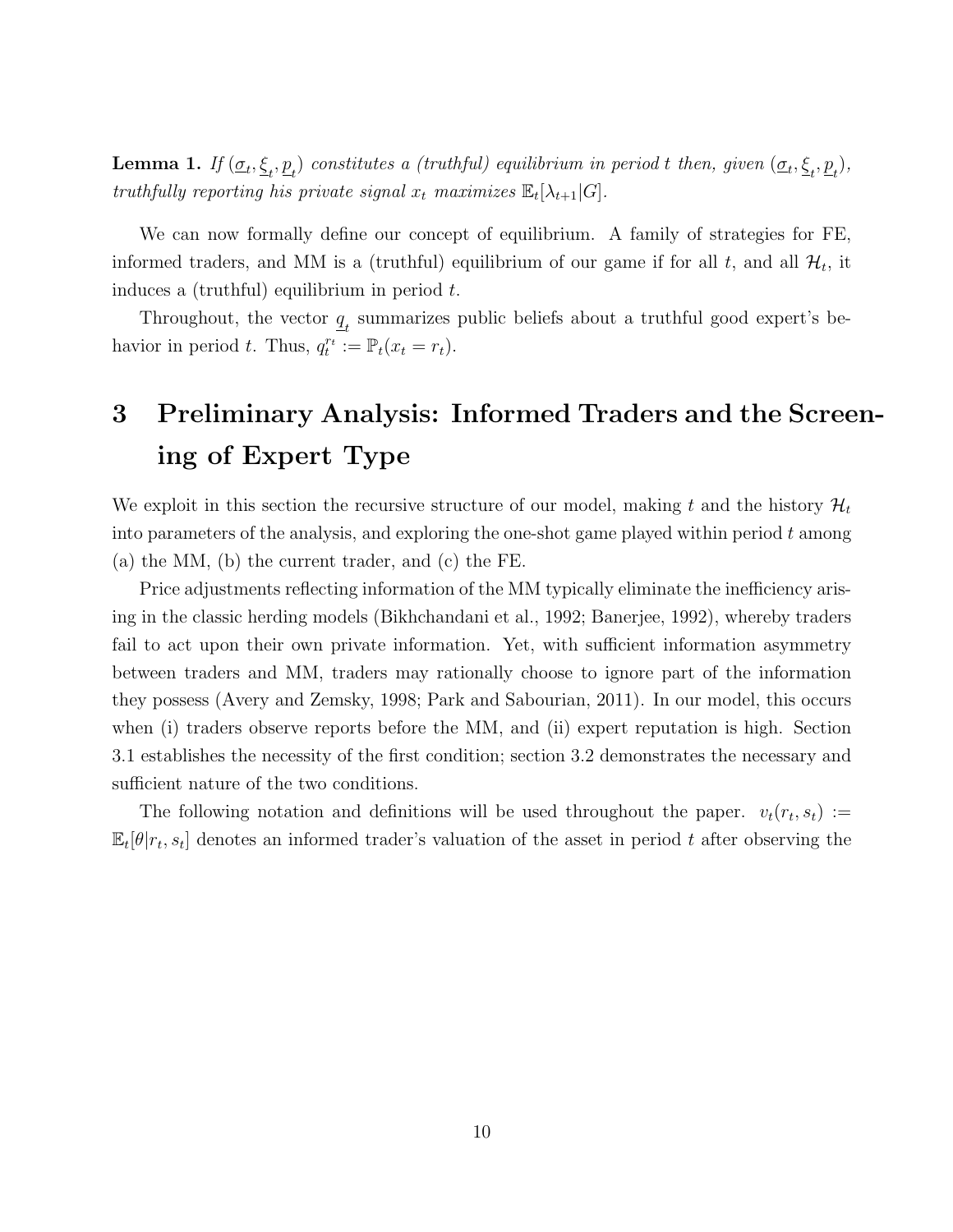**Lemma 1.** *If $(\underline{\sigma}_t, \underline{\xi}_t, \underline{p}_t)$ constitutes a (truthful) equilibrium in period $t$ then, given $(\underline{\sigma}_t, \underline{\xi}_t, \underline{p}_t)$, truthfully reporting his private signal $x_t$ maximizes $\mathbb{E}_t[\lambda_{t+1}|G]$.*

We can now formally define our concept of equilibrium. A family of strategies for FE, informed traders, and MM is a (truthful) equilibrium of our game if for all $t$, and all $\mathcal{H}_t$, it induces a (truthful) equilibrium in period $t$.

Throughout, the vector $\underline{q}_t$ summarizes public beliefs about a truthful good expert's behavior in period $t$. Thus, $q_t^{r_t} := \mathbb{P}_t(x_t = r_t)$.

# 3 Preliminary Analysis: Informed Traders and the Screening of Expert Type

We exploit in this section the recursive structure of our model, making $t$ and the history $\mathcal{H}_t$ into parameters of the analysis, and exploring the one-shot game played within period $t$ among (a) the MM, (b) the current trader, and (c) the FE.

Price adjustments reflecting information of the MM typically eliminate the inefficiency arising in the classic herding models (Bikhchandani et al., 1992; Banerjee, 1992), whereby traders fail to act upon their own private information. Yet, with sufficient information asymmetry between traders and MM, traders may rationally choose to ignore part of the information they possess (Avery and Zemsky, 1998; Park and Sabourian, 2011). In our model, this occurs when (i) traders observe reports before the MM, and (ii) expert reputation is high. Section 3.1 establishes the necessity of the first condition; section 3.2 demonstrates the necessary and sufficient nature of the two conditions.

The following notation and definitions will be used throughout the paper. $v_t(r_t, s_t) := \mathbb{E}_t[\theta|r_t, s_t]$ denotes an informed trader's valuation of the asset in period $t$ after observing the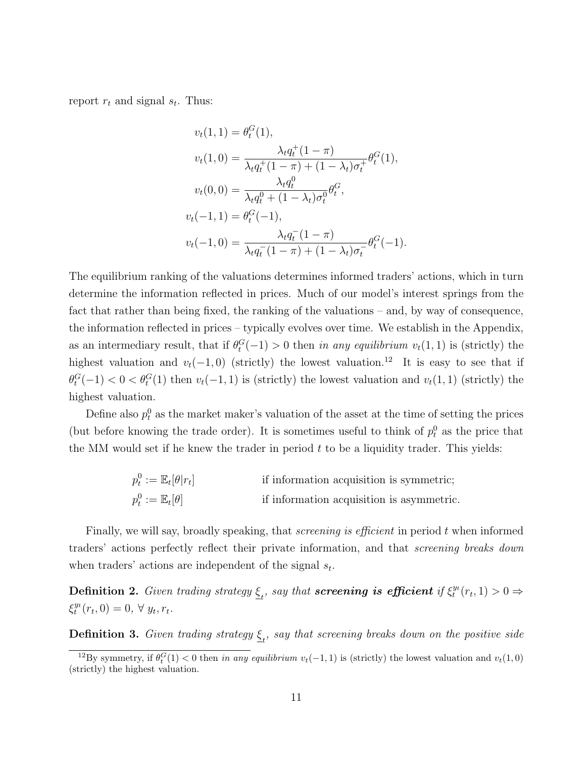report $r_t$ and signal $s_t$. Thus:

$$
\begin{aligned}
v_t(1,1) &= \theta_t^G(1), \\
v_t(1,0) &= \frac{\lambda_t q_t^+(1-\pi)}{\lambda_t q_t^+(1-\pi) + (1-\lambda_t)\sigma_t^+}\theta_t^G(1), \\
v_t(0,0) &= \frac{\lambda_t q_t^0}{\lambda_t q_t^0 + (1-\lambda_t)\sigma_t^0}\theta_t^G, \\
v_t(-1,1) &= \theta_t^G(-1), \\
v_t(-1,0) &= \frac{\lambda_t q_t^-(1-\pi)}{\lambda_t q_t^-(1-\pi) + (1-\lambda_t)\sigma_t^-}\theta_t^G(-1).
\end{aligned}
$$

The equilibrium ranking of the valuations determines informed traders' actions, which in turn determine the information reflected in prices. Much of our model's interest springs from the fact that rather than being fixed, the ranking of the valuations – and, by way of consequence, the information reflected in prices – typically evolves over time. We establish in the Appendix, as an intermediary result, that if $\theta_t^G(-1) > 0$ then *in any equilibrium* $v_t(1,1)$ is (strictly) the highest valuation and $v_t(-1,0)$ (strictly) the lowest valuation.[12] It is easy to see that if $\theta_t^G(-1) < 0 < \theta_t^G(1)$ then $v_t(-1,1)$ is (strictly) the lowest valuation and $v_t(1,1)$ (strictly) the highest valuation.

Define also $p_t^0$ as the market maker's valuation of the asset at the time of setting the prices (but before knowing the trade order). It is sometimes useful to think of $p_t^0$ as the price that the MM would set if he knew the trader in period $t$ to be a liquidity trader. This yields:

$$
\begin{aligned}
p_t^0 &:= \mathbb{E}_t[\theta | r_t] \qquad && \text{if information acquisition is symmetric;} \\
p_t^0 &:= \mathbb{E}_t[\theta] \qquad && \text{if information acquisition is asymmetric.}
\end{aligned}
$$

Finally, we will say, broadly speaking, that *screening is efficient* in period $t$ when informed traders' actions perfectly reflect their private information, and that *screening breaks down* when traders' actions are independent of the signal $s_t$.

**Definition 2.** *Given trading strategy* $\underline{\xi}_t$, *say that* ***screening is efficient*** *if* $\xi_t^{y_t}(r_t, 1) > 0 \Rightarrow \xi_t^{y_t}(r_t, 0) = 0$, $\forall\, y_t, r_t$.

**Definition 3.** *Given trading strategy* $\underline{\xi}_t$, *say that screening breaks down on the positive side*

[12] By symmetry, if $\theta_t^G(1) < 0$ then *in any equilibrium* $v_t(-1,1)$ is (strictly) the lowest valuation and $v_t(1,0)$ (strictly) the highest valuation.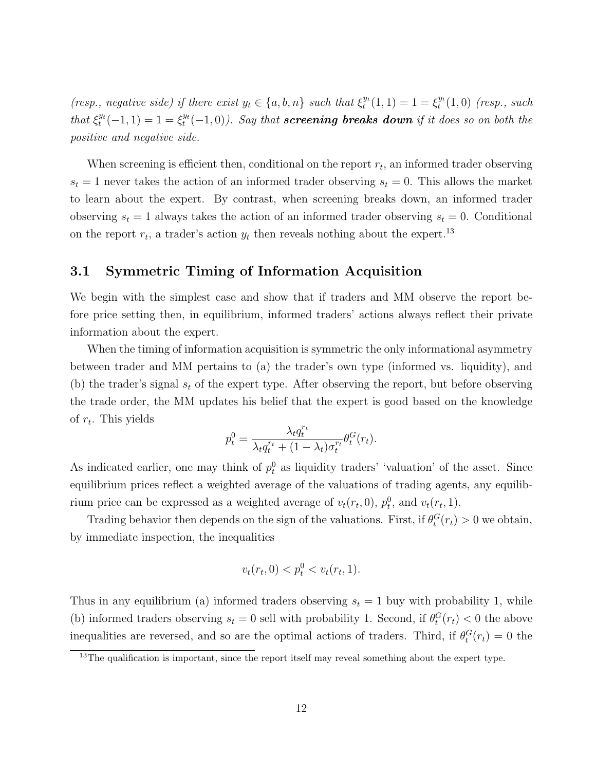*(resp., negative side) if there exist $y_t \in \{a, b, n\}$ such that $\xi_t^{y_t}(1,1) = 1 = \xi_t^{y_t}(1,0)$ (resp., such that $\xi_t^{y_t}(-1,1) = 1 = \xi_t^{y_t}(-1,0)$). Say that* ***screening breaks down*** *if it does so on both the positive and negative side.*

When screening is efficient then, conditional on the report $r_t$, an informed trader observing $s_t = 1$ never takes the action of an informed trader observing $s_t = 0$. This allows the market to learn about the expert. By contrast, when screening breaks down, an informed trader observing $s_t = 1$ always takes the action of an informed trader observing $s_t = 0$. Conditional on the report $r_t$, a trader's action $y_t$ then reveals nothing about the expert.[13]

## 3.1 Symmetric Timing of Information Acquisition

We begin with the simplest case and show that if traders and MM observe the report before price setting then, in equilibrium, informed traders' actions always reflect their private information about the expert.

When the timing of information acquisition is symmetric the only informational asymmetry between trader and MM pertains to (a) the trader's own type (informed vs. liquidity), and (b) the trader's signal $s_t$ of the expert type. After observing the report, but before observing the trade order, the MM updates his belief that the expert is good based on the knowledge of $r_t$. This yields

$$p_t^0 = \frac{\lambda_t q_t^{r_t}}{\lambda_t q_t^{r_t} + (1 - \lambda_t)\sigma_t^{r_t}} \theta_t^G(r_t).$$

As indicated earlier, one may think of $p_t^0$ as liquidity traders' 'valuation' of the asset. Since equilibrium prices reflect a weighted average of the valuations of trading agents, any equilibrium price can be expressed as a weighted average of $v_t(r_t, 0)$, $p_t^0$, and $v_t(r_t, 1)$.

Trading behavior then depends on the sign of the valuations. First, if $\theta_t^G(r_t) > 0$ we obtain, by immediate inspection, the inequalities

$$v_t(r_t, 0) < p_t^0 < v_t(r_t, 1).$$

Thus in any equilibrium (a) informed traders observing $s_t = 1$ buy with probability 1, while (b) informed traders observing $s_t = 0$ sell with probability 1. Second, if $\theta_t^G(r_t) < 0$ the above inequalities are reversed, and so are the optimal actions of traders. Third, if $\theta_t^G(r_t) = 0$ the

[13] The qualification is important, since the report itself may reveal something about the expert type.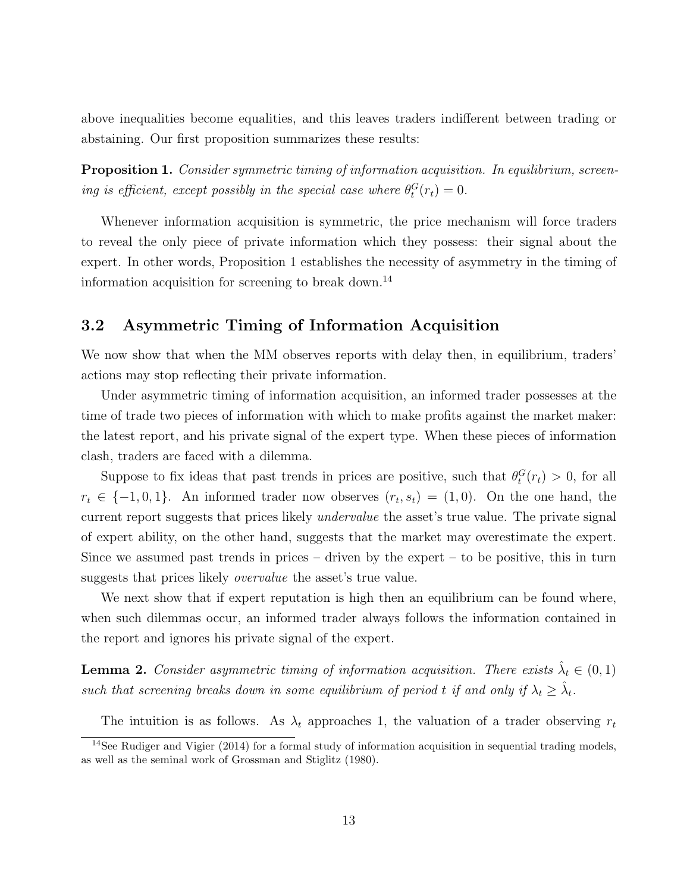above inequalities become equalities, and this leaves traders indifferent between trading or abstaining. Our first proposition summarizes these results:

**Proposition 1.** *Consider symmetric timing of information acquisition. In equilibrium, screening is efficient, except possibly in the special case where $\theta_t^G(r_t) = 0$.*

Whenever information acquisition is symmetric, the price mechanism will force traders to reveal the only piece of private information which they possess: their signal about the expert. In other words, Proposition 1 establishes the necessity of asymmetry in the timing of information acquisition for screening to break down.[14]

## 3.2 Asymmetric Timing of Information Acquisition

We now show that when the MM observes reports with delay then, in equilibrium, traders' actions may stop reflecting their private information.

Under asymmetric timing of information acquisition, an informed trader possesses at the time of trade two pieces of information with which to make profits against the market maker: the latest report, and his private signal of the expert type. When these pieces of information clash, traders are faced with a dilemma.

Suppose to fix ideas that past trends in prices are positive, such that $\theta_t^G(r_t) > 0$, for all $r_t \in \{-1, 0, 1\}$. An informed trader now observes $(r_t, s_t) = (1, 0)$. On the one hand, the current report suggests that prices likely *undervalue* the asset's true value. The private signal of expert ability, on the other hand, suggests that the market may overestimate the expert. Since we assumed past trends in prices – driven by the expert – to be positive, this in turn suggests that prices likely *overvalue* the asset's true value.

We next show that if expert reputation is high then an equilibrium can be found where, when such dilemmas occur, an informed trader always follows the information contained in the report and ignores his private signal of the expert.

**Lemma 2.** *Consider asymmetric timing of information acquisition. There exists $\hat{\lambda}_t \in (0, 1)$ such that screening breaks down in some equilibrium of period $t$ if and only if $\lambda_t \geq \hat{\lambda}_t$.*

The intuition is as follows. As $\lambda_t$ approaches 1, the valuation of a trader observing $r_t$

[14] See Rudiger and Vigier (2014) for a formal study of information acquisition in sequential trading models, as well as the seminal work of Grossman and Stiglitz (1980).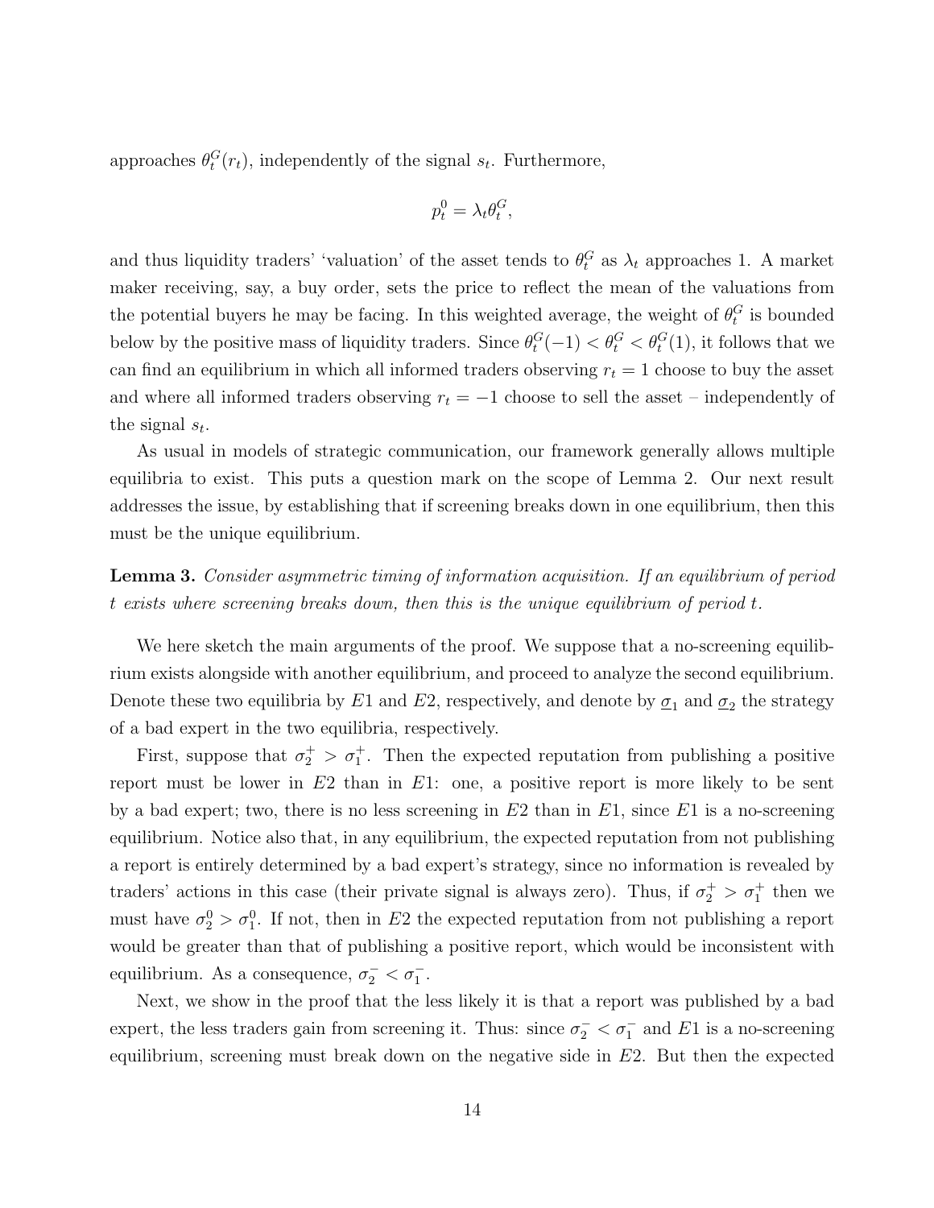approaches $\theta_t^G(r_t)$, independently of the signal $s_t$. Furthermore,

$$p_t^0 = \lambda_t \theta_t^G,$$

and thus liquidity traders' 'valuation' of the asset tends to $\theta_t^G$ as $\lambda_t$ approaches 1. A market maker receiving, say, a buy order, sets the price to reflect the mean of the valuations from the potential buyers he may be facing. In this weighted average, the weight of $\theta_t^G$ is bounded below by the positive mass of liquidity traders. Since $\theta_t^G(-1) < \theta_t^G < \theta_t^G(1)$, it follows that we can find an equilibrium in which all informed traders observing $r_t = 1$ choose to buy the asset and where all informed traders observing $r_t = -1$ choose to sell the asset – independently of the signal $s_t$.

As usual in models of strategic communication, our framework generally allows multiple equilibria to exist. This puts a question mark on the scope of Lemma 2. Our next result addresses the issue, by establishing that if screening breaks down in one equilibrium, then this must be the unique equilibrium.

**Lemma 3.** *Consider asymmetric timing of information acquisition. If an equilibrium of period $t$ exists where screening breaks down, then this is the unique equilibrium of period $t$.*

We here sketch the main arguments of the proof. We suppose that a no-screening equilibrium exists alongside with another equilibrium, and proceed to analyze the second equilibrium. Denote these two equilibria by $E1$ and $E2$, respectively, and denote by $\underline{\sigma}_1$ and $\underline{\sigma}_2$ the strategy of a bad expert in the two equilibria, respectively.

First, suppose that $\sigma_2^+ > \sigma_1^+$. Then the expected reputation from publishing a positive report must be lower in $E2$ than in $E1$: one, a positive report is more likely to be sent by a bad expert; two, there is no less screening in $E2$ than in $E1$, since $E1$ is a no-screening equilibrium. Notice also that, in any equilibrium, the expected reputation from not publishing a report is entirely determined by a bad expert's strategy, since no information is revealed by traders' actions in this case (their private signal is always zero). Thus, if $\sigma_2^+ > \sigma_1^+$ then we must have $\sigma_2^0 > \sigma_1^0$. If not, then in $E2$ the expected reputation from not publishing a report would be greater than that of publishing a positive report, which would be inconsistent with equilibrium. As a consequence, $\sigma_2^- < \sigma_1^-$.

Next, we show in the proof that the less likely it is that a report was published by a bad expert, the less traders gain from screening it. Thus: since $\sigma_2^- < \sigma_1^-$ and $E1$ is a no-screening equilibrium, screening must break down on the negative side in $E2$. But then the expected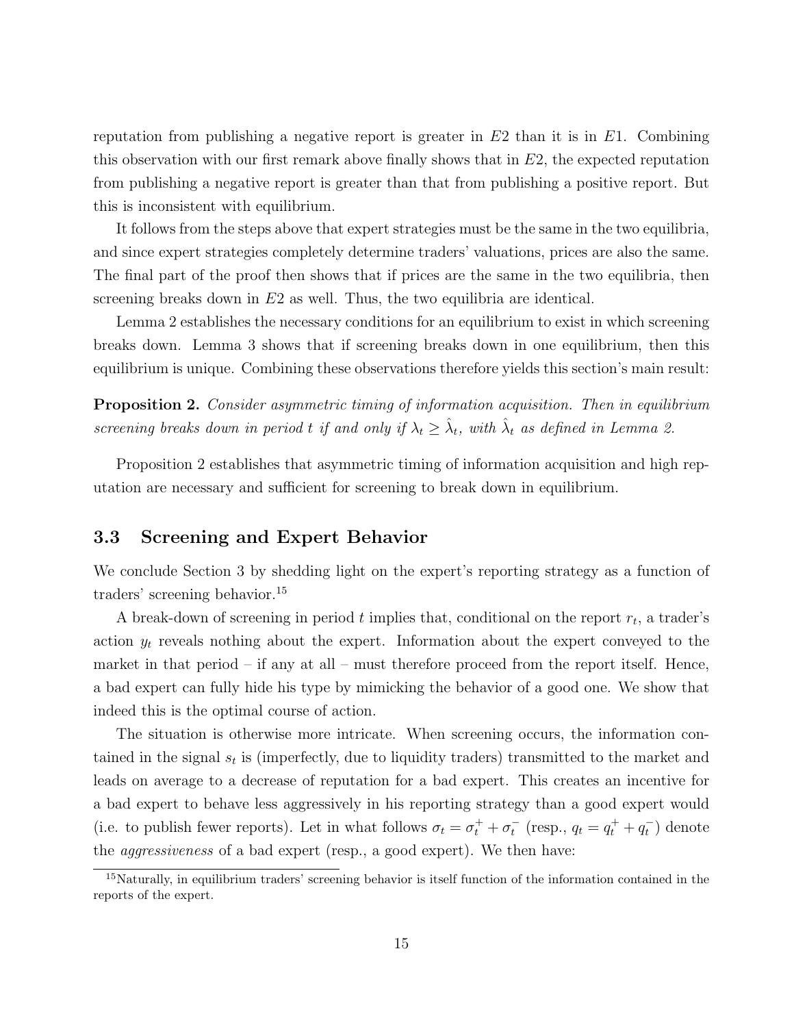reputation from publishing a negative report is greater in $E2$ than it is in $E1$. Combining this observation with our first remark above finally shows that in $E2$, the expected reputation from publishing a negative report is greater than that from publishing a positive report. But this is inconsistent with equilibrium.

It follows from the steps above that expert strategies must be the same in the two equilibria, and since expert strategies completely determine traders' valuations, prices are also the same. The final part of the proof then shows that if prices are the same in the two equilibria, then screening breaks down in $E2$ as well. Thus, the two equilibria are identical.

Lemma 2 establishes the necessary conditions for an equilibrium to exist in which screening breaks down. Lemma 3 shows that if screening breaks down in one equilibrium, then this equilibrium is unique. Combining these observations therefore yields this section's main result:

**Proposition 2.** *Consider asymmetric timing of information acquisition. Then in equilibrium screening breaks down in period $t$ if and only if $\lambda_t \geq \hat{\lambda}_t$, with $\hat{\lambda}_t$ as defined in Lemma 2.*

Proposition 2 establishes that asymmetric timing of information acquisition and high reputation are necessary and sufficient for screening to break down in equilibrium.

### 3.3 Screening and Expert Behavior

We conclude Section 3 by shedding light on the expert's reporting strategy as a function of traders' screening behavior.[15]

A break-down of screening in period $t$ implies that, conditional on the report $r_t$, a trader's action $y_t$ reveals nothing about the expert. Information about the expert conveyed to the market in that period – if any at all – must therefore proceed from the report itself. Hence, a bad expert can fully hide his type by mimicking the behavior of a good one. We show that indeed this is the optimal course of action.

The situation is otherwise more intricate. When screening occurs, the information contained in the signal $s_t$ is (imperfectly, due to liquidity traders) transmitted to the market and leads on average to a decrease of reputation for a bad expert. This creates an incentive for a bad expert to behave less aggressively in his reporting strategy than a good expert would (i.e. to publish fewer reports). Let in what follows $\sigma_t = \sigma_t^+ + \sigma_t^-$ (resp., $q_t = q_t^+ + q_t^-$) denote the *aggressiveness* of a bad expert (resp., a good expert). We then have:

[15] Naturally, in equilibrium traders' screening behavior is itself function of the information contained in the reports of the expert.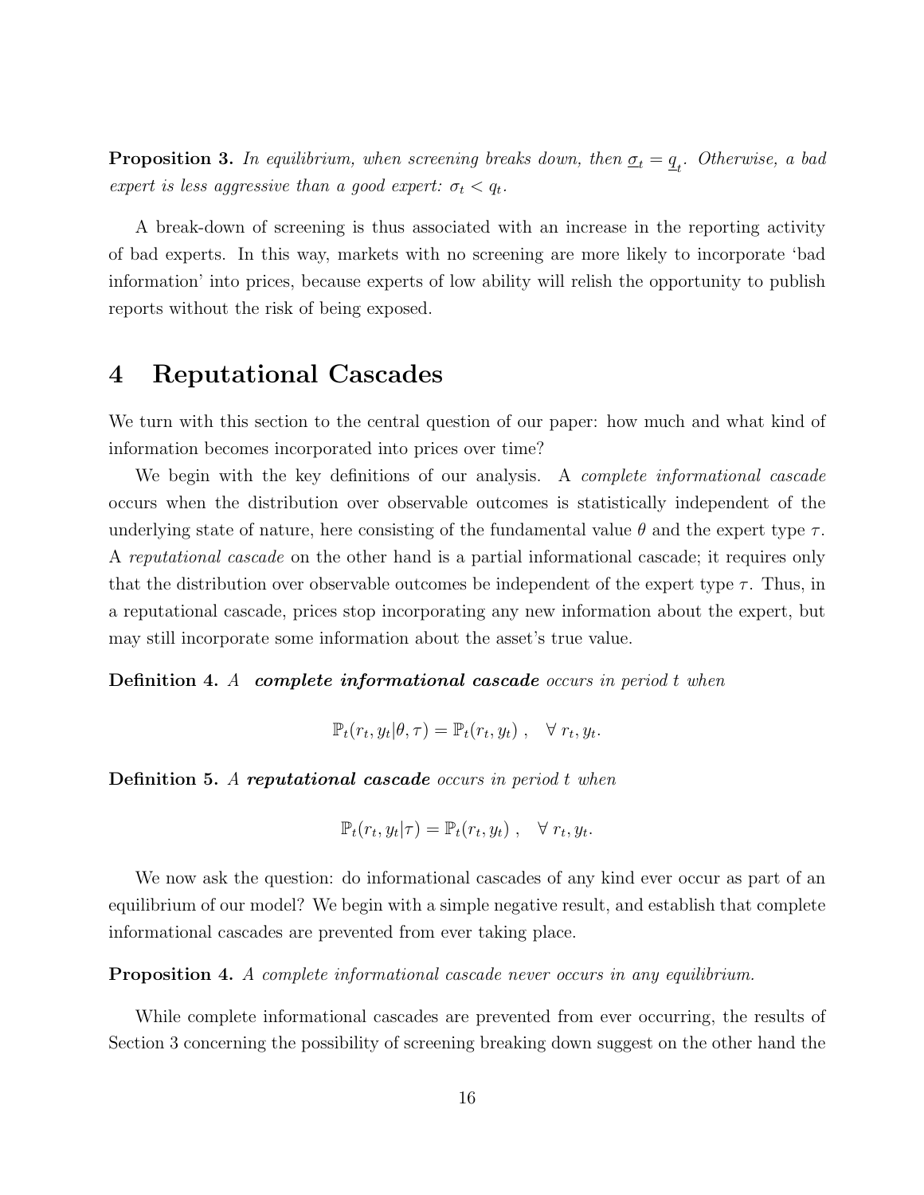**Proposition 3.** *In equilibrium, when screening breaks down, then $\underline{\sigma}_t = \underline{q}_t$. Otherwise, a bad expert is less aggressive than a good expert: $\sigma_t < q_t$.*

A break-down of screening is thus associated with an increase in the reporting activity of bad experts. In this way, markets with no screening are more likely to incorporate 'bad information' into prices, because experts of low ability will relish the opportunity to publish reports without the risk of being exposed.

# 4 Reputational Cascades

We turn with this section to the central question of our paper: how much and what kind of information becomes incorporated into prices over time?

We begin with the key definitions of our analysis. A *complete informational cascade* occurs when the distribution over observable outcomes is statistically independent of the underlying state of nature, here consisting of the fundamental value $\theta$ and the expert type $\tau$. A *reputational cascade* on the other hand is a partial informational cascade; it requires only that the distribution over observable outcomes be independent of the expert type $\tau$. Thus, in a reputational cascade, prices stop incorporating any new information about the expert, but may still incorporate some information about the asset's true value.

**Definition 4.** *A* ***complete informational cascade*** *occurs in period $t$ when*

$$\mathbb{P}_t(r_t, y_t|\theta, \tau) = \mathbb{P}_t(r_t, y_t) \ , \quad \forall \ r_t, y_t.$$

**Definition 5.** *A* ***reputational cascade*** *occurs in period $t$ when*

$$\mathbb{P}_t(r_t, y_t|\tau) = \mathbb{P}_t(r_t, y_t) \ , \quad \forall \ r_t, y_t.$$

We now ask the question: do informational cascades of any kind ever occur as part of an equilibrium of our model? We begin with a simple negative result, and establish that complete informational cascades are prevented from ever taking place.

**Proposition 4.** *A complete informational cascade never occurs in any equilibrium.*

While complete informational cascades are prevented from ever occurring, the results of Section 3 concerning the possibility of screening breaking down suggest on the other hand the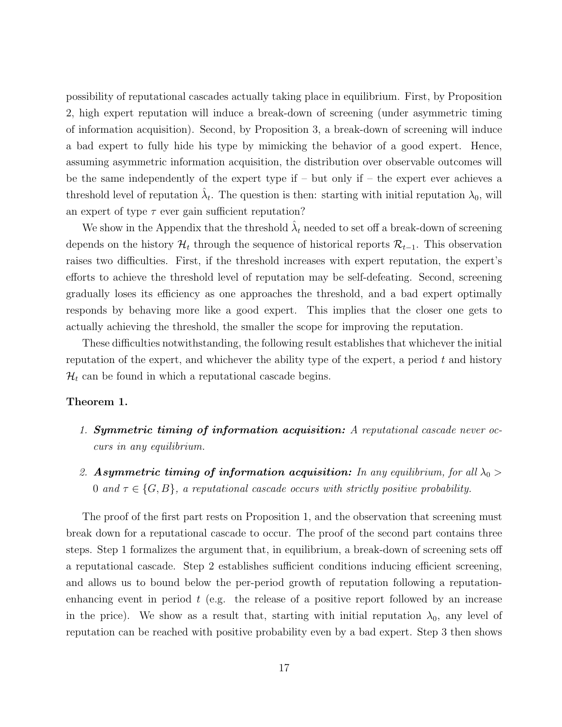possibility of reputational cascades actually taking place in equilibrium. First, by Proposition 2, high expert reputation will induce a break-down of screening (under asymmetric timing of information acquisition). Second, by Proposition 3, a break-down of screening will induce a bad expert to fully hide his type by mimicking the behavior of a good expert. Hence, assuming asymmetric information acquisition, the distribution over observable outcomes will be the same independently of the expert type if – but only if – the expert ever achieves a threshold level of reputation $\hat{\lambda}_t$. The question is then: starting with initial reputation $\lambda_0$, will an expert of type $\tau$ ever gain sufficient reputation?

We show in the Appendix that the threshold $\hat{\lambda}_t$ needed to set off a break-down of screening depends on the history $\mathcal{H}_t$ through the sequence of historical reports $\mathcal{R}_{t-1}$. This observation raises two difficulties. First, if the threshold increases with expert reputation, the expert's efforts to achieve the threshold level of reputation may be self-defeating. Second, screening gradually loses its efficiency as one approaches the threshold, and a bad expert optimally responds by behaving more like a good expert. This implies that the closer one gets to actually achieving the threshold, the smaller the scope for improving the reputation.

These difficulties notwithstanding, the following result establishes that whichever the initial reputation of the expert, and whichever the ability type of the expert, a period $t$ and history $\mathcal{H}_t$ can be found in which a reputational cascade begins.

**Theorem 1.**

1. ***Symmetric timing of information acquisition:*** *A reputational cascade never occurs in any equilibrium.*

2. ***Asymmetric timing of information acquisition:*** *In any equilibrium, for all $\lambda_0 > 0$ and $\tau \in \{G, B\}$, a reputational cascade occurs with strictly positive probability.*

The proof of the first part rests on Proposition 1, and the observation that screening must break down for a reputational cascade to occur. The proof of the second part contains three steps. Step 1 formalizes the argument that, in equilibrium, a break-down of screening sets off a reputational cascade. Step 2 establishes sufficient conditions inducing efficient screening, and allows us to bound below the per-period growth of reputation following a reputation-enhancing event in period $t$ (e.g. the release of a positive report followed by an increase in the price). We show as a result that, starting with initial reputation $\lambda_0$, any level of reputation can be reached with positive probability even by a bad expert. Step 3 then shows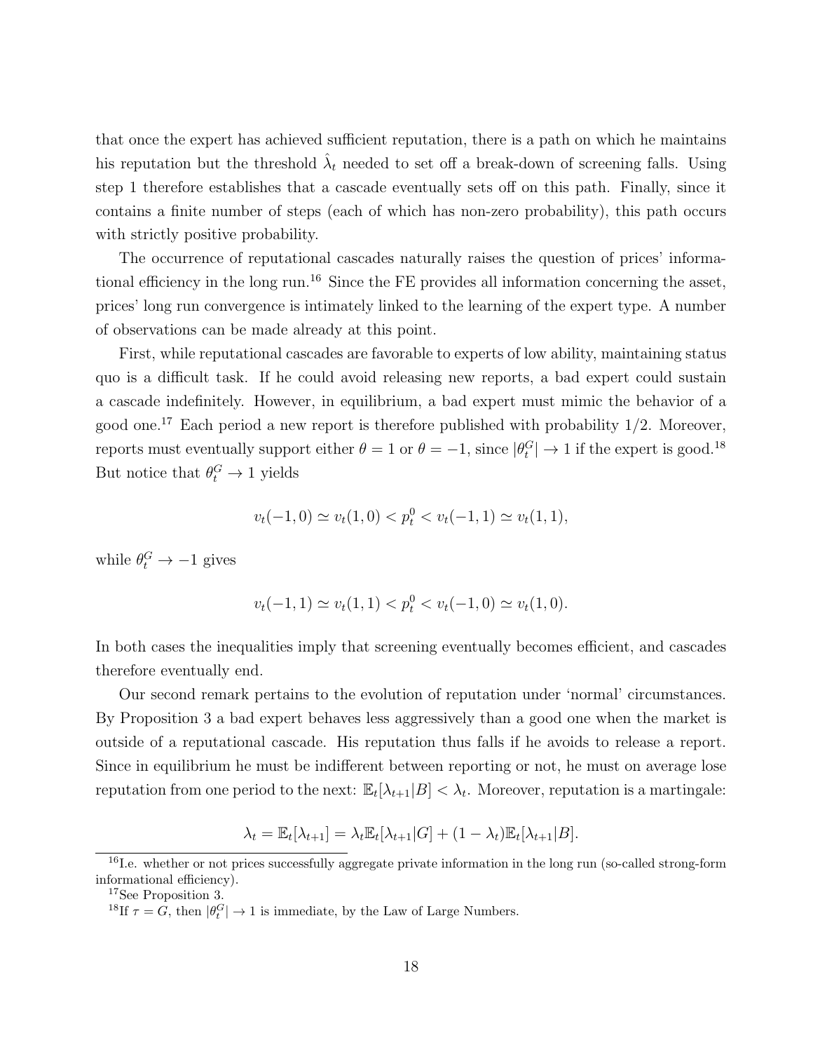that once the expert has achieved sufficient reputation, there is a path on which he maintains his reputation but the threshold $\hat{\lambda}_t$ needed to set off a break-down of screening falls. Using step 1 therefore establishes that a cascade eventually sets off on this path. Finally, since it contains a finite number of steps (each of which has non-zero probability), this path occurs with strictly positive probability.

The occurrence of reputational cascades naturally raises the question of prices' informational efficiency in the long run.[16] Since the FE provides all information concerning the asset, prices' long run convergence is intimately linked to the learning of the expert type. A number of observations can be made already at this point.

First, while reputational cascades are favorable to experts of low ability, maintaining status quo is a difficult task. If he could avoid releasing new reports, a bad expert could sustain a cascade indefinitely. However, in equilibrium, a bad expert must mimic the behavior of a good one.[17] Each period a new report is therefore published with probability 1/2. Moreover, reports must eventually support either $\theta = 1$ or $\theta = -1$, since $|\theta_t^G| \to 1$ if the expert is good.[18] But notice that $\theta_t^G \to 1$ yields

$$v_t(-1, 0) \simeq v_t(1, 0) < p_t^0 < v_t(-1, 1) \simeq v_t(1, 1),$$

while $\theta_t^G \to -1$ gives

$$v_t(-1, 1) \simeq v_t(1, 1) < p_t^0 < v_t(-1, 0) \simeq v_t(1, 0).$$

In both cases the inequalities imply that screening eventually becomes efficient, and cascades therefore eventually end.

Our second remark pertains to the evolution of reputation under 'normal' circumstances. By Proposition 3 a bad expert behaves less aggressively than a good one when the market is outside of a reputational cascade. His reputation thus falls if he avoids to release a report. Since in equilibrium he must be indifferent between reporting or not, he must on average lose reputation from one period to the next: $\mathbb{E}_t[\lambda_{t+1}|B] < \lambda_t$. Moreover, reputation is a martingale:

$$\lambda_t = \mathbb{E}_t[\lambda_{t+1}] = \lambda_t \mathbb{E}_t[\lambda_{t+1}|G] + (1 - \lambda_t)\mathbb{E}_t[\lambda_{t+1}|B].$$

---

[16] I.e. whether or not prices successfully aggregate private information in the long run (so-called strong-form informational efficiency).

[17] See Proposition 3.

[18] If $\tau = G$, then $|\theta_t^G| \to 1$ is immediate, by the Law of Large Numbers.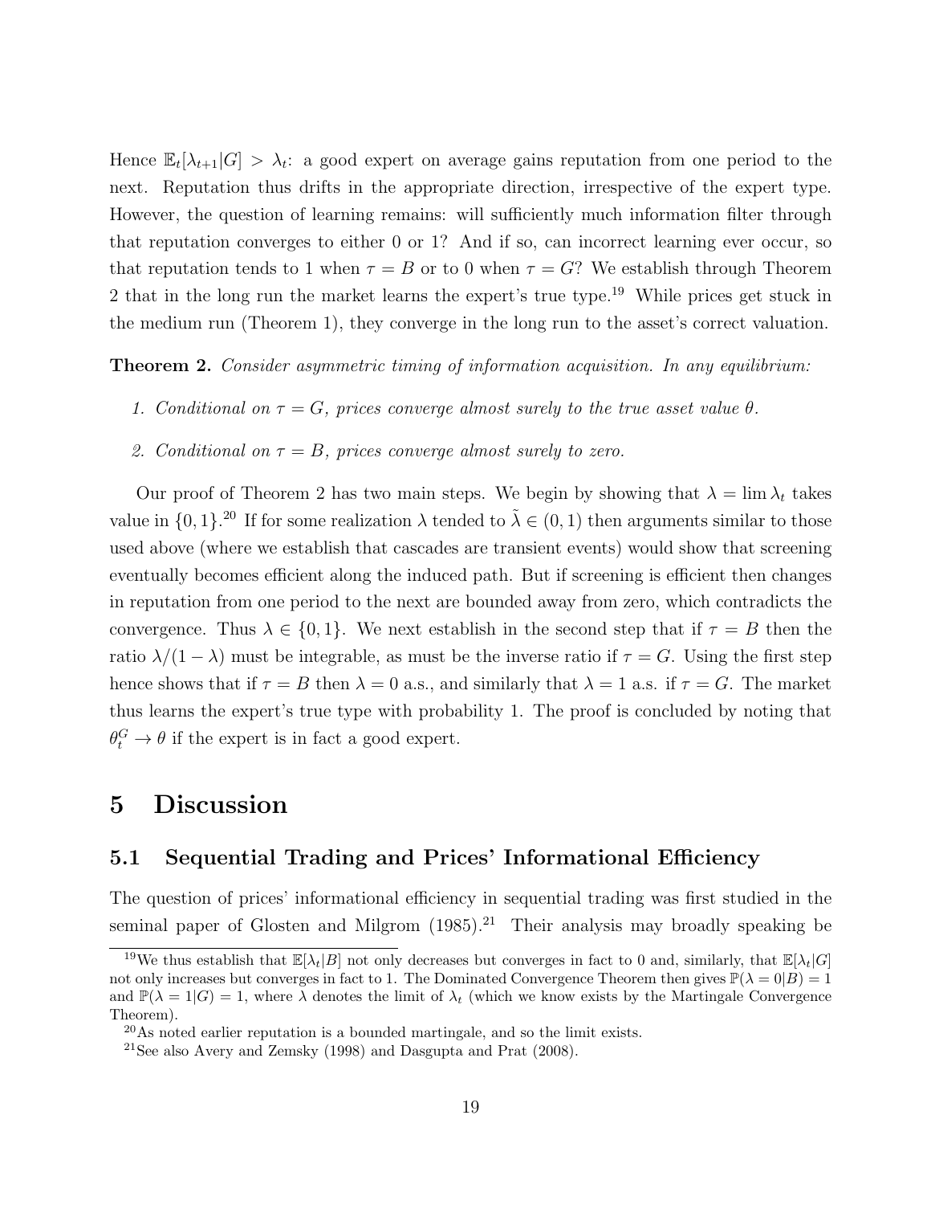Hence $\mathbb{E}_t[\lambda_{t+1}|G] > \lambda_t$: a good expert on average gains reputation from one period to the next. Reputation thus drifts in the appropriate direction, irrespective of the expert type. However, the question of learning remains: will sufficiently much information filter through that reputation converges to either 0 or 1? And if so, can incorrect learning ever occur, so that reputation tends to 1 when $\tau = B$ or to 0 when $\tau = G$? We establish through Theorem 2 that in the long run the market learns the expert's true type.[19] While prices get stuck in the medium run (Theorem 1), they converge in the long run to the asset's correct valuation.

**Theorem 2.** *Consider asymmetric timing of information acquisition. In any equilibrium:*

1. *Conditional on $\tau = G$, prices converge almost surely to the true asset value $\theta$.*
2. *Conditional on $\tau = B$, prices converge almost surely to zero.*

Our proof of Theorem 2 has two main steps. We begin by showing that $\lambda = \lim \lambda_t$ takes value in $\{0, 1\}$.[20] If for some realization $\lambda$ tended to $\tilde{\lambda} \in (0, 1)$ then arguments similar to those used above (where we establish that cascades are transient events) would show that screening eventually becomes efficient along the induced path. But if screening is efficient then changes in reputation from one period to the next are bounded away from zero, which contradicts the convergence. Thus $\lambda \in \{0, 1\}$. We next establish in the second step that if $\tau = B$ then the ratio $\lambda/(1 - \lambda)$ must be integrable, as must be the inverse ratio if $\tau = G$. Using the first step hence shows that if $\tau = B$ then $\lambda = 0$ a.s., and similarly that $\lambda = 1$ a.s. if $\tau = G$. The market thus learns the expert's true type with probability 1. The proof is concluded by noting that $\theta_t^G \to \theta$ if the expert is in fact a good expert.

# 5 Discussion

## 5.1 Sequential Trading and Prices' Informational Efficiency

The question of prices' informational efficiency in sequential trading was first studied in the seminal paper of Glosten and Milgrom (1985).[21] Their analysis may broadly speaking be

[19] We thus establish that $\mathbb{E}[\lambda_t|B]$ not only decreases but converges in fact to 0 and, similarly, that $\mathbb{E}[\lambda_t|G]$ not only increases but converges in fact to 1. The Dominated Convergence Theorem then gives $\mathbb{P}(\lambda = 0|B) = 1$ and $\mathbb{P}(\lambda = 1|G) = 1$, where $\lambda$ denotes the limit of $\lambda_t$ (which we know exists by the Martingale Convergence Theorem).

[20] As noted earlier reputation is a bounded martingale, and so the limit exists.

[21] See also Avery and Zemsky (1998) and Dasgupta and Prat (2008).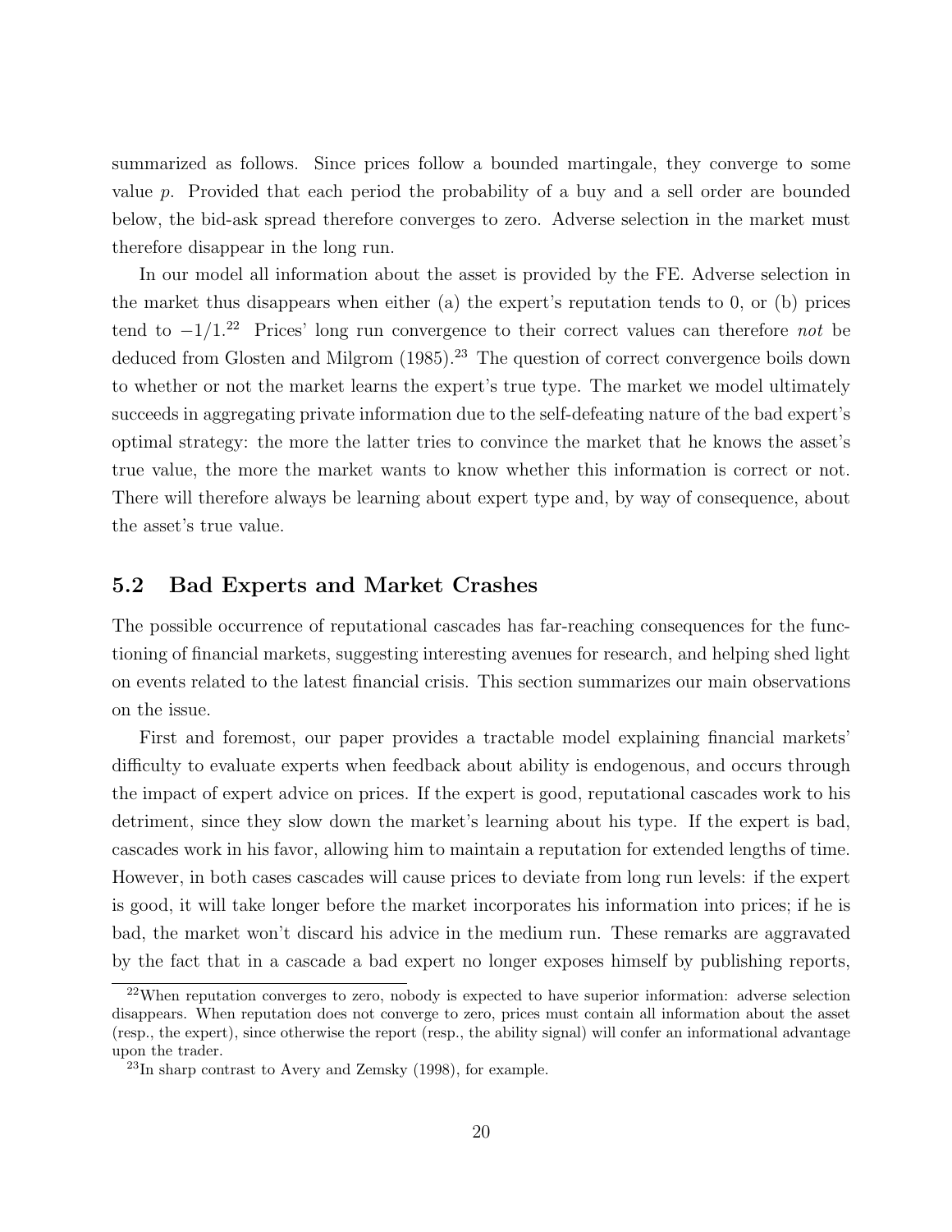summarized as follows. Since prices follow a bounded martingale, they converge to some value $p$. Provided that each period the probability of a buy and a sell order are bounded below, the bid-ask spread therefore converges to zero. Adverse selection in the market must therefore disappear in the long run.

In our model all information about the asset is provided by the FE. Adverse selection in the market thus disappears when either (a) the expert's reputation tends to 0, or (b) prices tend to $-1/1$.[22] Prices' long run convergence to their correct values can therefore *not* be deduced from Glosten and Milgrom (1985).[23] The question of correct convergence boils down to whether or not the market learns the expert's true type. The market we model ultimately succeeds in aggregating private information due to the self-defeating nature of the bad expert's optimal strategy: the more the latter tries to convince the market that he knows the asset's true value, the more the market wants to know whether this information is correct or not. There will therefore always be learning about expert type and, by way of consequence, about the asset's true value.

## 5.2 Bad Experts and Market Crashes

The possible occurrence of reputational cascades has far-reaching consequences for the functioning of financial markets, suggesting interesting avenues for research, and helping shed light on events related to the latest financial crisis. This section summarizes our main observations on the issue.

First and foremost, our paper provides a tractable model explaining financial markets' difficulty to evaluate experts when feedback about ability is endogenous, and occurs through the impact of expert advice on prices. If the expert is good, reputational cascades work to his detriment, since they slow down the market's learning about his type. If the expert is bad, cascades work in his favor, allowing him to maintain a reputation for extended lengths of time. However, in both cases cascades will cause prices to deviate from long run levels: if the expert is good, it will take longer before the market incorporates his information into prices; if he is bad, the market won't discard his advice in the medium run. These remarks are aggravated by the fact that in a cascade a bad expert no longer exposes himself by publishing reports,

[22] When reputation converges to zero, nobody is expected to have superior information: adverse selection disappears. When reputation does not converge to zero, prices must contain all information about the asset (resp., the expert), since otherwise the report (resp., the ability signal) will confer an informational advantage upon the trader.

[23] In sharp contrast to Avery and Zemsky (1998), for example.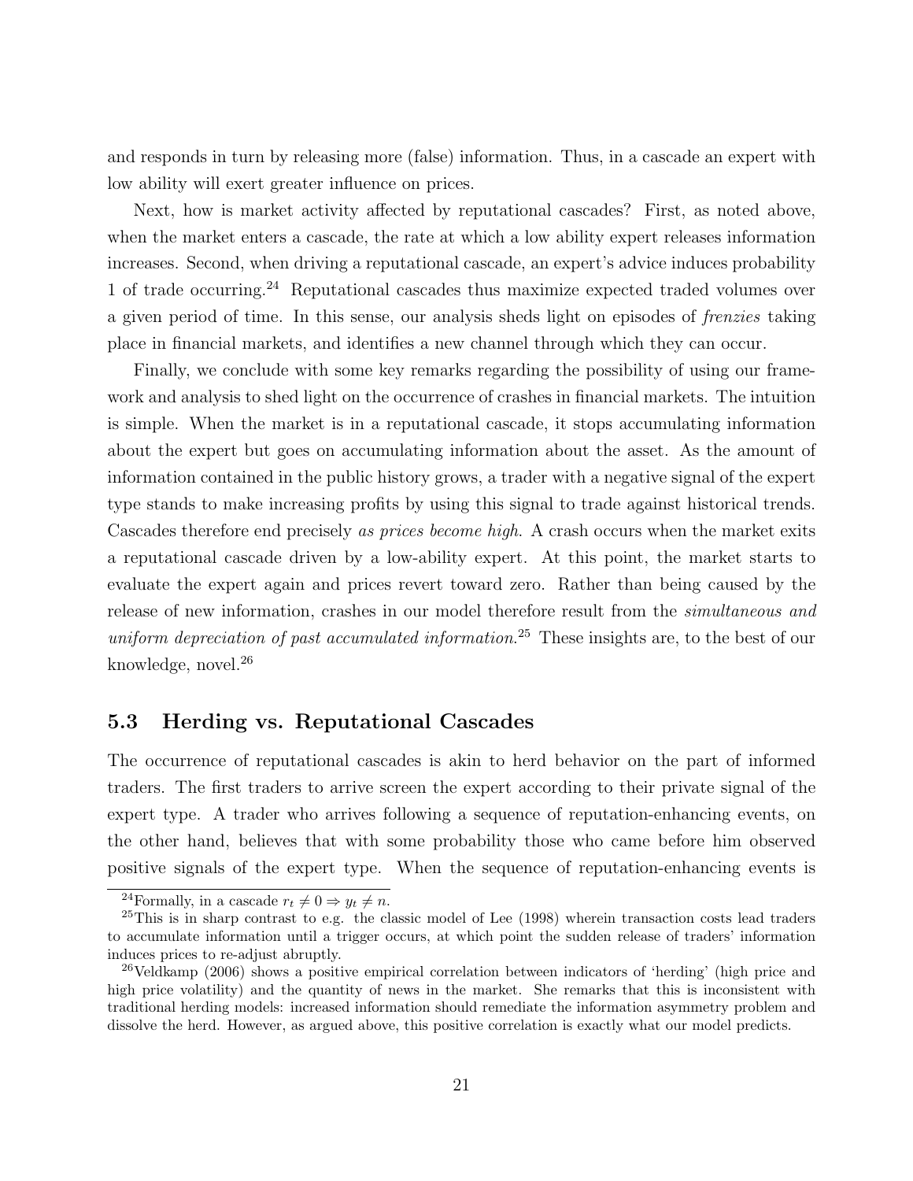and responds in turn by releasing more (false) information. Thus, in a cascade an expert with low ability will exert greater influence on prices.

Next, how is market activity affected by reputational cascades? First, as noted above, when the market enters a cascade, the rate at which a low ability expert releases information increases. Second, when driving a reputational cascade, an expert's advice induces probability 1 of trade occurring.[24] Reputational cascades thus maximize expected traded volumes over a given period of time. In this sense, our analysis sheds light on episodes of *frenzies* taking place in financial markets, and identifies a new channel through which they can occur.

Finally, we conclude with some key remarks regarding the possibility of using our framework and analysis to shed light on the occurrence of crashes in financial markets. The intuition is simple. When the market is in a reputational cascade, it stops accumulating information about the expert but goes on accumulating information about the asset. As the amount of information contained in the public history grows, a trader with a negative signal of the expert type stands to make increasing profits by using this signal to trade against historical trends. Cascades therefore end precisely *as prices become high*. A crash occurs when the market exits a reputational cascade driven by a low-ability expert. At this point, the market starts to evaluate the expert again and prices revert toward zero. Rather than being caused by the release of new information, crashes in our model therefore result from the *simultaneous and uniform depreciation of past accumulated information*.[25] These insights are, to the best of our knowledge, novel.[26]

### 5.3 Herding vs. Reputational Cascades

The occurrence of reputational cascades is akin to herd behavior on the part of informed traders. The first traders to arrive screen the expert according to their private signal of the expert type. A trader who arrives following a sequence of reputation-enhancing events, on the other hand, believes that with some probability those who came before him observed positive signals of the expert type. When the sequence of reputation-enhancing events is

[24]Formally, in a cascade $r_t \neq 0 \Rightarrow y_t \neq n$.

[25]This is in sharp contrast to e.g. the classic model of Lee (1998) wherein transaction costs lead traders to accumulate information until a trigger occurs, at which point the sudden release of traders' information induces prices to re-adjust abruptly.

[26]Veldkamp (2006) shows a positive empirical correlation between indicators of 'herding' (high price and high price volatility) and the quantity of news in the market. She remarks that this is inconsistent with traditional herding models: increased information should remediate the information asymmetry problem and dissolve the herd. However, as argued above, this positive correlation is exactly what our model predicts.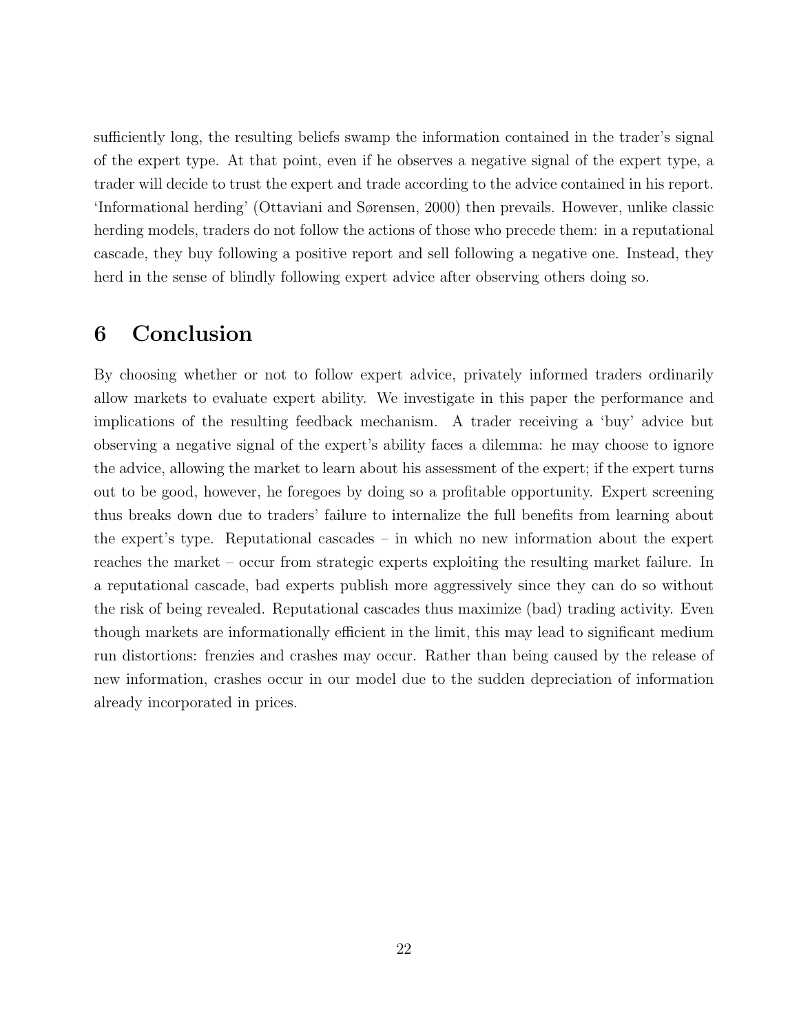sufficiently long, the resulting beliefs swamp the information contained in the trader's signal of the expert type. At that point, even if he observes a negative signal of the expert type, a trader will decide to trust the expert and trade according to the advice contained in his report. 'Informational herding' (Ottaviani and Sørensen, 2000) then prevails. However, unlike classic herding models, traders do not follow the actions of those who precede them: in a reputational cascade, they buy following a positive report and sell following a negative one. Instead, they herd in the sense of blindly following expert advice after observing others doing so.

# 6 Conclusion

By choosing whether or not to follow expert advice, privately informed traders ordinarily allow markets to evaluate expert ability. We investigate in this paper the performance and implications of the resulting feedback mechanism. A trader receiving a 'buy' advice but observing a negative signal of the expert's ability faces a dilemma: he may choose to ignore the advice, allowing the market to learn about his assessment of the expert; if the expert turns out to be good, however, he foregoes by doing so a profitable opportunity. Expert screening thus breaks down due to traders' failure to internalize the full benefits from learning about the expert's type. Reputational cascades – in which no new information about the expert reaches the market – occur from strategic experts exploiting the resulting market failure. In a reputational cascade, bad experts publish more aggressively since they can do so without the risk of being revealed. Reputational cascades thus maximize (bad) trading activity. Even though markets are informationally efficient in the limit, this may lead to significant medium run distortions: frenzies and crashes may occur. Rather than being caused by the release of new information, crashes occur in our model due to the sudden depreciation of information already incorporated in prices.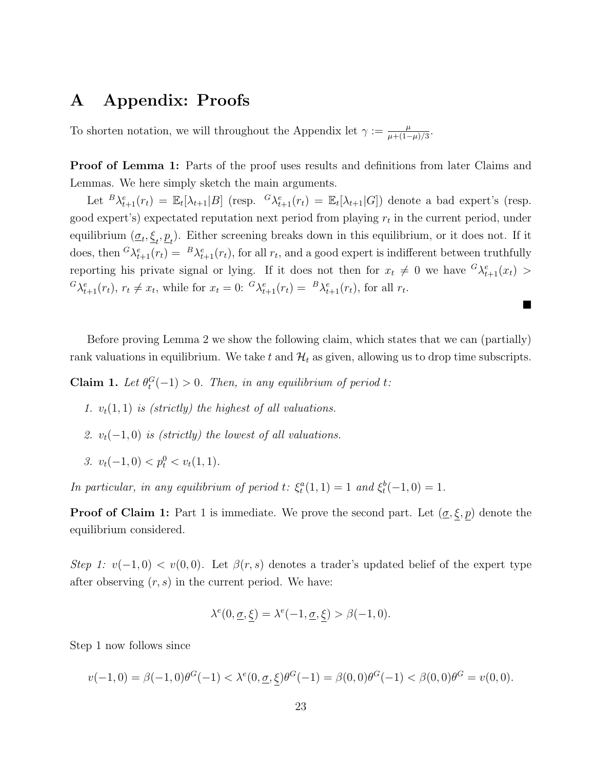# A Appendix: Proofs

To shorten notation, we will throughout the Appendix let $\gamma := \frac{\mu}{\mu+(1-\mu)/3}$.

**Proof of Lemma 1:** Parts of the proof uses results and definitions from later Claims and Lemmas. We here simply sketch the main arguments.

Let ${}^{B}\lambda^{e}_{t+1}(r_t) = \mathbb{E}_t[\lambda_{t+1}|B]$ (resp. ${}^{G}\lambda^{e}_{t+1}(r_t) = \mathbb{E}_t[\lambda_{t+1}|G]$) denote a bad expert's (resp. good expert's) expectated reputation next period from playing $r_t$ in the current period, under equilibrium $(\underline{\sigma}_t, \underline{\xi}_t, \underline{p}_t)$. Either screening breaks down in this equilibrium, or it does not. If it does, then ${}^{G}\lambda^{e}_{t+1}(r_t) = {}^{B}\lambda^{e}_{t+1}(r_t)$, for all $r_t$, and a good expert is indifferent between truthfully reporting his private signal or lying. If it does not then for $x_t \neq 0$ we have ${}^{G}\lambda^{e}_{t+1}(x_t) > {}^{G}\lambda^{e}_{t+1}(r_t)$, $r_t \neq x_t$, while for $x_t = 0$: ${}^{G}\lambda^{e}_{t+1}(r_t) = {}^{B}\lambda^{e}_{t+1}(r_t)$, for all $r_t$.

■

Before proving Lemma 2 we show the following claim, which states that we can (partially) rank valuations in equilibrium. We take $t$ and $\mathcal{H}_t$ as given, allowing us to drop time subscripts.

**Claim 1.** *Let $\theta^{G}_{t}(-1) > 0$. Then, in any equilibrium of period $t$:*

1. *$v_t(1,1)$ is (strictly) the highest of all valuations.*
2. *$v_t(-1,0)$ is (strictly) the lowest of all valuations.*
3. *$v_t(-1,0) < p^0_t < v_t(1,1)$.*

*In particular, in any equilibrium of period $t$: $\xi^a_t(1,1) = 1$ and $\xi^b_t(-1,0) = 1$.*

**Proof of Claim 1:** Part 1 is immediate. We prove the second part. Let $(\underline{\sigma}, \underline{\xi}, \underline{p})$ denote the equilibrium considered.

*Step 1: $v(-1,0) < v(0,0)$.* Let $\beta(r,s)$ denotes a trader's updated belief of the expert type after observing $(r,s)$ in the current period. We have:

$$\lambda^e(0, \underline{\sigma}, \underline{\xi}) = \lambda^e(-1, \underline{\sigma}, \underline{\xi}) > \beta(-1,0).$$

Step 1 now follows since

$$v(-1,0) = \beta(-1,0)\theta^G(-1) < \lambda^e(0, \underline{\sigma}, \underline{\xi})\theta^G(-1) = \beta(0,0)\theta^G(-1) < \beta(0,0)\theta^G = v(0,0).$$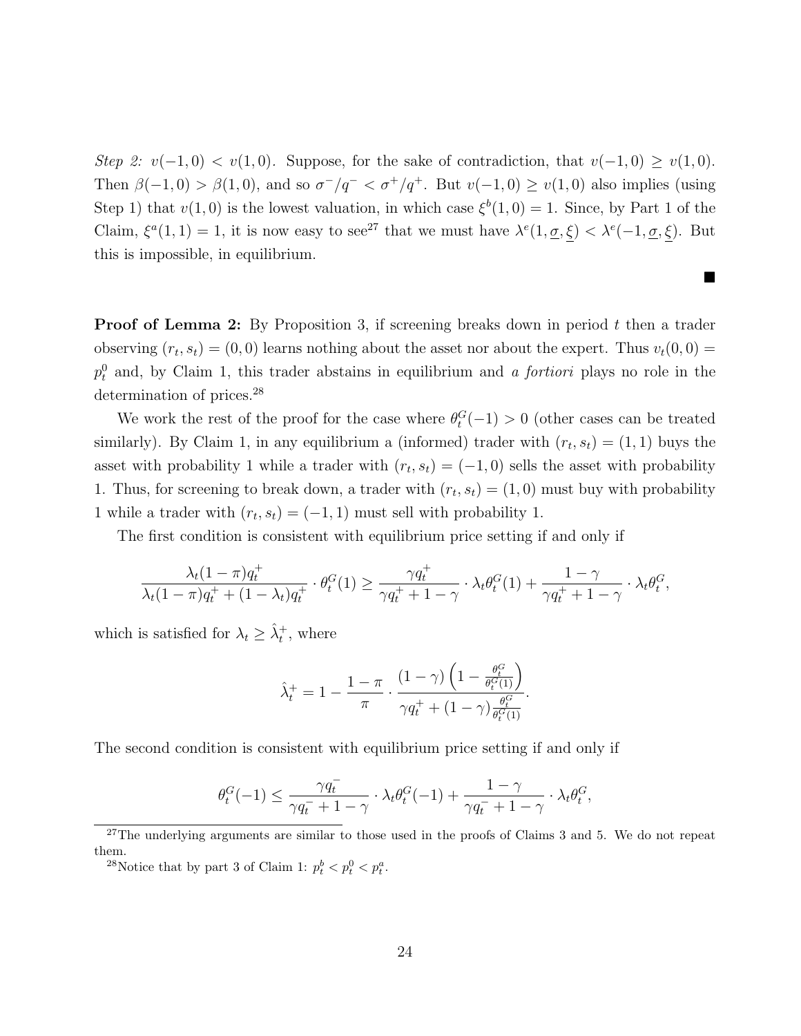*Step 2:* $v(-1,0) < v(1,0)$. Suppose, for the sake of contradiction, that $v(-1,0) \geq v(1,0)$. Then $\beta(-1,0) > \beta(1,0)$, and so $\sigma^-/q^- < \sigma^+/q^+$. But $v(-1,0) \geq v(1,0)$ also implies (using Step 1) that $v(1,0)$ is the lowest valuation, in which case $\xi^b(1,0) = 1$. Since, by Part 1 of the Claim, $\xi^a(1,1) = 1$, it is now easy to see[27] that we must have $\lambda^e(1, \underline{\sigma}, \underline{\xi}) < \lambda^e(-1, \underline{\sigma}, \underline{\xi})$. But this is impossible, in equilibrium.

■

**Proof of Lemma 2:** By Proposition 3, if screening breaks down in period $t$ then a trader observing $(r_t, s_t) = (0,0)$ learns nothing about the asset nor about the expert. Thus $v_t(0,0) = p_t^0$ and, by Claim 1, this trader abstains in equilibrium and *a fortiori* plays no role in the determination of prices.[28]

We work the rest of the proof for the case where $\theta_t^G(-1) > 0$ (other cases can be treated similarly). By Claim 1, in any equilibrium a (informed) trader with $(r_t, s_t) = (1,1)$ buys the asset with probability 1 while a trader with $(r_t, s_t) = (-1,0)$ sells the asset with probability 1. Thus, for screening to break down, a trader with $(r_t, s_t) = (1,0)$ must buy with probability 1 while a trader with $(r_t, s_t) = (-1,1)$ must sell with probability 1.

The first condition is consistent with equilibrium price setting if and only if

$$\frac{\lambda_t(1-\pi)q_t^+}{\lambda_t(1-\pi)q_t^+ + (1-\lambda_t)q_t^+} \cdot \theta_t^G(1) \geq \frac{\gamma q_t^+}{\gamma q_t^+ + 1 - \gamma} \cdot \lambda_t \theta_t^G(1) + \frac{1-\gamma}{\gamma q_t^+ + 1 - \gamma} \cdot \lambda_t \theta_t^G,$$

which is satisfied for $\lambda_t \geq \hat{\lambda}_t^+$, where

$$\hat{\lambda}_t^+ = 1 - \frac{1-\pi}{\pi} \cdot \frac{(1-\gamma)\left(1 - \frac{\theta_t^G}{\theta_t^G(1)}\right)}{\gamma q_t^+ + (1-\gamma)\frac{\theta_t^G}{\theta_t^G(1)}}.$$

The second condition is consistent with equilibrium price setting if and only if

$$\theta_t^G(-1) \leq \frac{\gamma q_t^-}{\gamma q_t^- + 1 - \gamma} \cdot \lambda_t \theta_t^G(-1) + \frac{1-\gamma}{\gamma q_t^- + 1 - \gamma} \cdot \lambda_t \theta_t^G,$$

[27] The underlying arguments are similar to those used in the proofs of Claims 3 and 5. We do not repeat them.

[28] Notice that by part 3 of Claim 1: $p_t^b < p_t^0 < p_t^a$.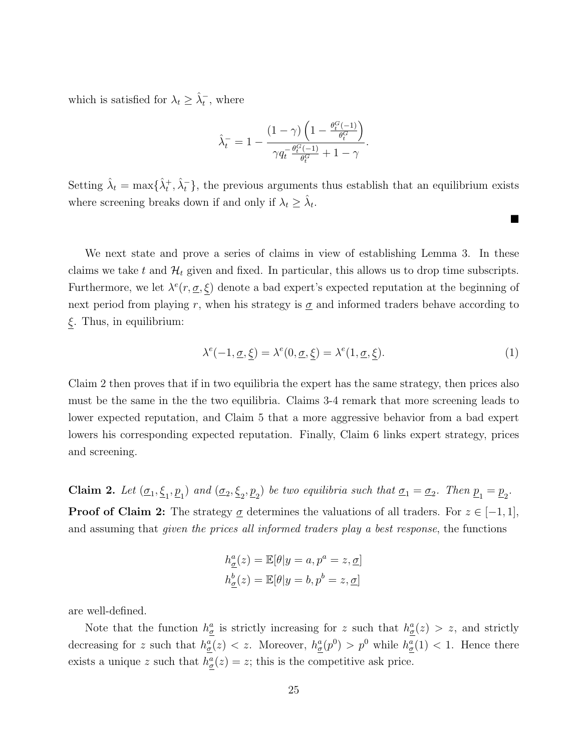which is satisfied for $\lambda_t \geq \hat{\lambda}_t^-$, where

$$\hat{\lambda}_t^- = 1 - \frac{(1-\gamma)\left(1 - \frac{\theta_t^G(-1)}{\theta_t^G}\right)}{\gamma q_t^- \frac{\theta_t^G(-1)}{\theta_t^G} + 1 - \gamma}.$$

Setting $\hat{\lambda}_t = \max\{\hat{\lambda}_t^+, \hat{\lambda}_t^-\}$, the previous arguments thus establish that an equilibrium exists where screening breaks down if and only if $\lambda_t \geq \hat{\lambda}_t$.

■

We next state and prove a series of claims in view of establishing Lemma 3. In these claims we take $t$ and $\mathcal{H}_t$ given and fixed. In particular, this allows us to drop time subscripts. Furthermore, we let $\lambda^e(r, \underline{\sigma}, \underline{\xi})$ denote a bad expert's expected reputation at the beginning of next period from playing $r$, when his strategy is $\underline{\sigma}$ and informed traders behave according to $\underline{\xi}$. Thus, in equilibrium:

$$\lambda^e(-1, \underline{\sigma}, \underline{\xi}) = \lambda^e(0, \underline{\sigma}, \underline{\xi}) = \lambda^e(1, \underline{\sigma}, \underline{\xi}). \tag{1}$$

Claim 2 then proves that if in two equilibria the expert has the same strategy, then prices also must be the same in the the two equilibria. Claims 3-4 remark that more screening leads to lower expected reputation, and Claim 5 that a more aggressive behavior from a bad expert lowers his corresponding expected reputation. Finally, Claim 6 links expert strategy, prices and screening.

**Claim 2.** *Let $(\underline{\sigma}_1, \underline{\xi}_1, \underline{p}_1)$ and $(\underline{\sigma}_2, \underline{\xi}_2, \underline{p}_2)$ be two equilibria such that $\underline{\sigma}_1 = \underline{\sigma}_2$. Then $\underline{p}_1 = \underline{p}_2$.*

**Proof of Claim 2:** The strategy $\underline{\sigma}$ determines the valuations of all traders. For $z \in [-1, 1]$, and assuming that *given the prices all informed traders play a best response*, the functions

$$h^a_{\underline{\sigma}}(z) = \mathbb{E}[\theta | y = a, p^a = z, \underline{\sigma}]$$
$$h^b_{\underline{\sigma}}(z) = \mathbb{E}[\theta | y = b, p^b = z, \underline{\sigma}]$$

are well-defined.

Note that the function $h^a_{\underline{\sigma}}$ is strictly increasing for $z$ such that $h^a_{\underline{\sigma}}(z) > z$, and strictly decreasing for $z$ such that $h^a_{\underline{\sigma}}(z) < z$. Moreover, $h^a_{\underline{\sigma}}(p^0) > p^0$ while $h^a_{\underline{\sigma}}(1) < 1$. Hence there exists a unique $z$ such that $h^a_{\underline{\sigma}}(z) = z$; this is the competitive ask price.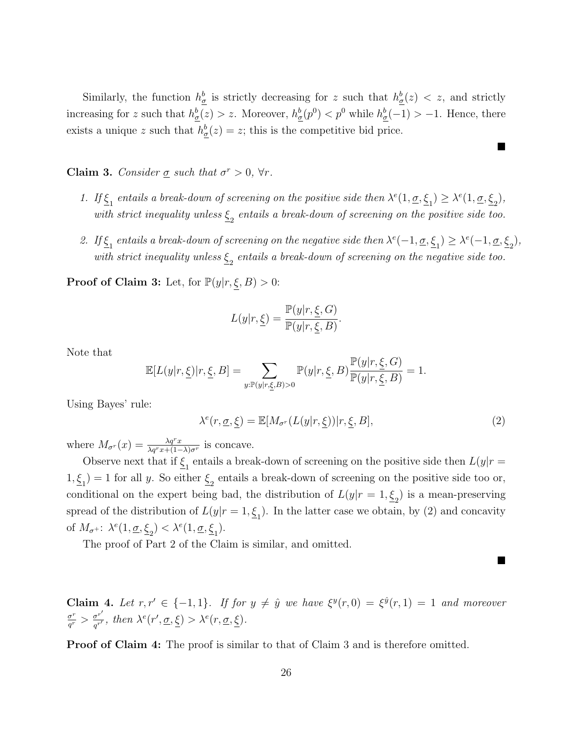Similarly, the function $h^b_{\underline{\sigma}}$ is strictly decreasing for $z$ such that $h^b_{\underline{\sigma}}(z) < z$, and strictly increasing for $z$ such that $h^b_{\underline{\sigma}}(z) > z$. Moreover, $h^b_{\underline{\sigma}}(p^0) < p^0$ while $h^b_{\underline{\sigma}}(-1) > -1$. Hence, there exists a unique $z$ such that $h^b_{\underline{\sigma}}(z) = z$; this is the competitive bid price.

■

**Claim 3.** *Consider $\underline{\sigma}$ such that $\sigma^r > 0$, $\forall r$.*

1. *If $\underline{\xi}_1$ entails a break-down of screening on the positive side then $\lambda^e(1, \underline{\sigma}, \underline{\xi}_1) \geq \lambda^e(1, \underline{\sigma}, \underline{\xi}_2)$, with strict inequality unless $\underline{\xi}_2$ entails a break-down of screening on the positive side too.*

2. *If $\underline{\xi}_1$ entails a break-down of screening on the negative side then $\lambda^e(-1, \underline{\sigma}, \underline{\xi}_1) \geq \lambda^e(-1, \underline{\sigma}, \underline{\xi}_2)$, with strict inequality unless $\underline{\xi}_2$ entails a break-down of screening on the negative side too.*

**Proof of Claim 3:** Let, for $\mathbb{P}(y|r, \underline{\xi}, B) > 0$:

$$L(y|r, \underline{\xi}) = \frac{\mathbb{P}(y|r, \underline{\xi}, G)}{\mathbb{P}(y|r, \underline{\xi}, B)}.$$

Note that

$$\mathbb{E}[L(y|r, \underline{\xi})|r, \underline{\xi}, B] = \sum_{y:\mathbb{P}(y|r,\underline{\xi},B)>0} \mathbb{P}(y|r, \underline{\xi}, B) \frac{\mathbb{P}(y|r, \underline{\xi}, G)}{\mathbb{P}(y|r, \underline{\xi}, B)} = 1.$$

Using Bayes' rule:

$$\lambda^e(r, \underline{\sigma}, \underline{\xi}) = \mathbb{E}[M_{\sigma^r}(L(y|r, \underline{\xi}))|r, \underline{\xi}, B], \tag{2}$$

where $M_{\sigma^r}(x) = \frac{\lambda q^r x}{\lambda q^r x + (1-\lambda)\sigma^r}$ is concave.

Observe next that if $\underline{\xi}_1$ entails a break-down of screening on the positive side then $L(y|r = 1, \underline{\xi}_1) = 1$ for all $y$. So either $\underline{\xi}_2$ entails a break-down of screening on the positive side too or, conditional on the expert being bad, the distribution of $L(y|r = 1, \underline{\xi}_2)$ is a mean-preserving spread of the distribution of $L(y|r = 1, \underline{\xi}_1)$. In the latter case we obtain, by (2) and concavity of $M_{\sigma^+}$: $\lambda^e(1, \underline{\sigma}, \underline{\xi}_2) < \lambda^e(1, \underline{\sigma}, \underline{\xi}_1)$.

The proof of Part 2 of the Claim is similar, and omitted.

■

**Claim 4.** *Let $r, r' \in \{-1, 1\}$. If for $y \neq \hat{y}$ we have $\xi^y(r, 0) = \xi^{\hat{y}}(r, 1) = 1$ and moreover $\frac{\sigma^r}{q^r} > \frac{\sigma^{r'}}{q^{r'}}$, then $\lambda^e(r', \underline{\sigma}, \underline{\xi}) > \lambda^e(r, \underline{\sigma}, \underline{\xi})$.*

**Proof of Claim 4:** The proof is similar to that of Claim 3 and is therefore omitted.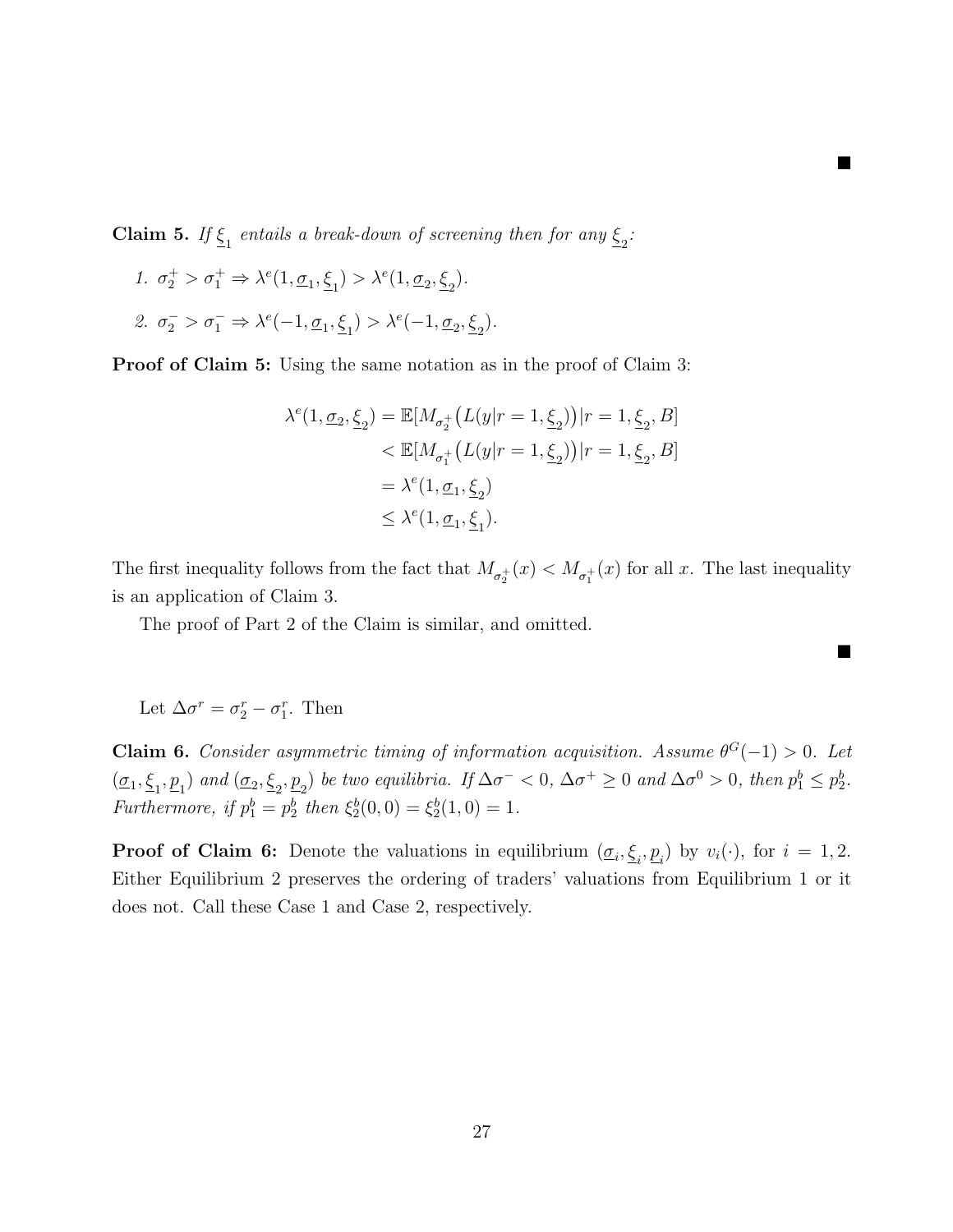■

**Claim 5.** *If $\underline{\xi}_1$ entails a break-down of screening then for any $\underline{\xi}_2$:*

1. *$\sigma_2^+ > \sigma_1^+ \Rightarrow \lambda^e(1, \underline{\sigma}_1, \underline{\xi}_1) > \lambda^e(1, \underline{\sigma}_2, \underline{\xi}_2)$.*
2. *$\sigma_2^- > \sigma_1^- \Rightarrow \lambda^e(-1, \underline{\sigma}_1, \underline{\xi}_1) > \lambda^e(-1, \underline{\sigma}_2, \underline{\xi}_2)$.*

**Proof of Claim 5:** Using the same notation as in the proof of Claim 3:

$$
\begin{aligned}
\lambda^e(1, \underline{\sigma}_2, \underline{\xi}_2) &= \mathbb{E}[M_{\sigma_2^+}\big(L(y|r=1, \underline{\xi}_2)\big)|r=1, \underline{\xi}_2, B] \\
&< \mathbb{E}[M_{\sigma_1^+}\big(L(y|r=1, \underline{\xi}_2)\big)|r=1, \underline{\xi}_2, B] \\
&= \lambda^e(1, \underline{\sigma}_1, \underline{\xi}_2) \\
&\leq \lambda^e(1, \underline{\sigma}_1, \underline{\xi}_1).
\end{aligned}
$$

The first inequality follows from the fact that $M_{\sigma_2^+}(x) < M_{\sigma_1^+}(x)$ for all $x$. The last inequality is an application of Claim 3.

The proof of Part 2 of the Claim is similar, and omitted.

■

Let $\Delta\sigma^r = \sigma_2^r - \sigma_1^r$. Then

**Claim 6.** *Consider asymmetric timing of information acquisition. Assume $\theta^G(-1) > 0$. Let $(\underline{\sigma}_1, \underline{\xi}_1, \underline{p}_1)$ and $(\underline{\sigma}_2, \underline{\xi}_2, \underline{p}_2)$ be two equilibria. If $\Delta\sigma^- < 0$, $\Delta\sigma^+ \geq 0$ and $\Delta\sigma^0 > 0$, then $p_1^b \leq p_2^b$. Furthermore, if $p_1^b = p_2^b$ then $\xi_2^b(0,0) = \xi_2^b(1,0) = 1$.*

**Proof of Claim 6:** Denote the valuations in equilibrium $(\underline{\sigma}_i, \underline{\xi}_i, \underline{p}_i)$ by $v_i(\cdot)$, for $i = 1, 2$. Either Equilibrium 2 preserves the ordering of traders' valuations from Equilibrium 1 or it does not. Call these Case 1 and Case 2, respectively.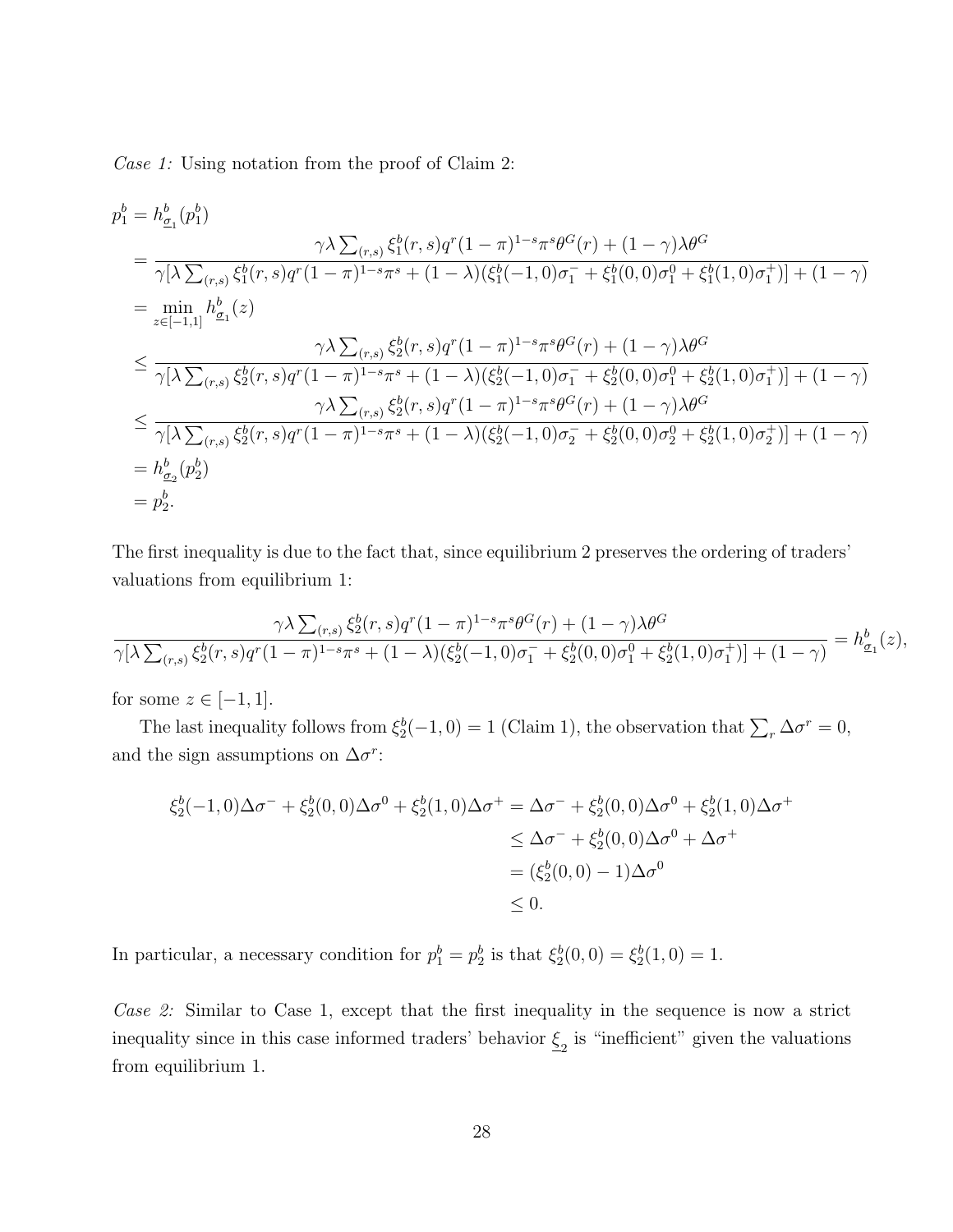*Case 1:* Using notation from the proof of Claim 2:

$$
\begin{aligned}
p_1^b &= h^b_{\underline{\sigma}_1}(p_1^b) \\
&= \frac{\gamma\lambda \sum_{(r,s)} \xi_1^b(r,s) q^r (1-\pi)^{1-s}\pi^s \theta^G(r) + (1-\gamma)\lambda\theta^G}{\gamma[\lambda \sum_{(r,s)} \xi_1^b(r,s) q^r (1-\pi)^{1-s}\pi^s + (1-\lambda)(\xi_1^b(-1,0)\sigma_1^- + \xi_1^b(0,0)\sigma_1^0 + \xi_1^b(1,0)\sigma_1^+)] + (1-\gamma)} \\
&= \min_{z\in[-1,1]} h^b_{\underline{\sigma}_1}(z) \\
&\leq \frac{\gamma\lambda \sum_{(r,s)} \xi_2^b(r,s) q^r (1-\pi)^{1-s}\pi^s \theta^G(r) + (1-\gamma)\lambda\theta^G}{\gamma[\lambda \sum_{(r,s)} \xi_2^b(r,s) q^r (1-\pi)^{1-s}\pi^s + (1-\lambda)(\xi_2^b(-1,0)\sigma_1^- + \xi_2^b(0,0)\sigma_1^0 + \xi_2^b(1,0)\sigma_1^+)] + (1-\gamma)} \\
&\leq \frac{\gamma\lambda \sum_{(r,s)} \xi_2^b(r,s) q^r (1-\pi)^{1-s}\pi^s \theta^G(r) + (1-\gamma)\lambda\theta^G}{\gamma[\lambda \sum_{(r,s)} \xi_2^b(r,s) q^r (1-\pi)^{1-s}\pi^s + (1-\lambda)(\xi_2^b(-1,0)\sigma_2^- + \xi_2^b(0,0)\sigma_2^0 + \xi_2^b(1,0)\sigma_2^+)] + (1-\gamma)} \\
&= h^b_{\underline{\sigma}_2}(p_2^b) \\
&= p_2^b.
\end{aligned}
$$

The first inequality is due to the fact that, since equilibrium 2 preserves the ordering of traders' valuations from equilibrium 1:

$$
\frac{\gamma\lambda \sum_{(r,s)} \xi_2^b(r,s) q^r (1-\pi)^{1-s}\pi^s \theta^G(r) + (1-\gamma)\lambda\theta^G}{\gamma[\lambda \sum_{(r,s)} \xi_2^b(r,s) q^r (1-\pi)^{1-s}\pi^s + (1-\lambda)(\xi_2^b(-1,0)\sigma_1^- + \xi_2^b(0,0)\sigma_1^0 + \xi_2^b(1,0)\sigma_1^+)] + (1-\gamma)} = h^b_{\underline{\sigma}_1}(z),
$$

for some $z \in [-1,1]$.

The last inequality follows from $\xi_2^b(-1,0) = 1$ (Claim 1), the observation that $\sum_r \Delta\sigma^r = 0$, and the sign assumptions on $\Delta\sigma^r$:

$$
\begin{aligned}
\xi_2^b(-1,0)\Delta\sigma^- + \xi_2^b(0,0)\Delta\sigma^0 + \xi_2^b(1,0)\Delta\sigma^+ &= \Delta\sigma^- + \xi_2^b(0,0)\Delta\sigma^0 + \xi_2^b(1,0)\Delta\sigma^+ \\
&\leq \Delta\sigma^- + \xi_2^b(0,0)\Delta\sigma^0 + \Delta\sigma^+ \\
&= (\xi_2^b(0,0) - 1)\Delta\sigma^0 \\
&\leq 0.
\end{aligned}
$$

In particular, a necessary condition for $p_1^b = p_2^b$ is that $\xi_2^b(0,0) = \xi_2^b(1,0) = 1$.

*Case 2:* Similar to Case 1, except that the first inequality in the sequence is now a strict inequality since in this case informed traders' behavior $\underline{\xi}_2$ is "inefficient" given the valuations from equilibrium 1.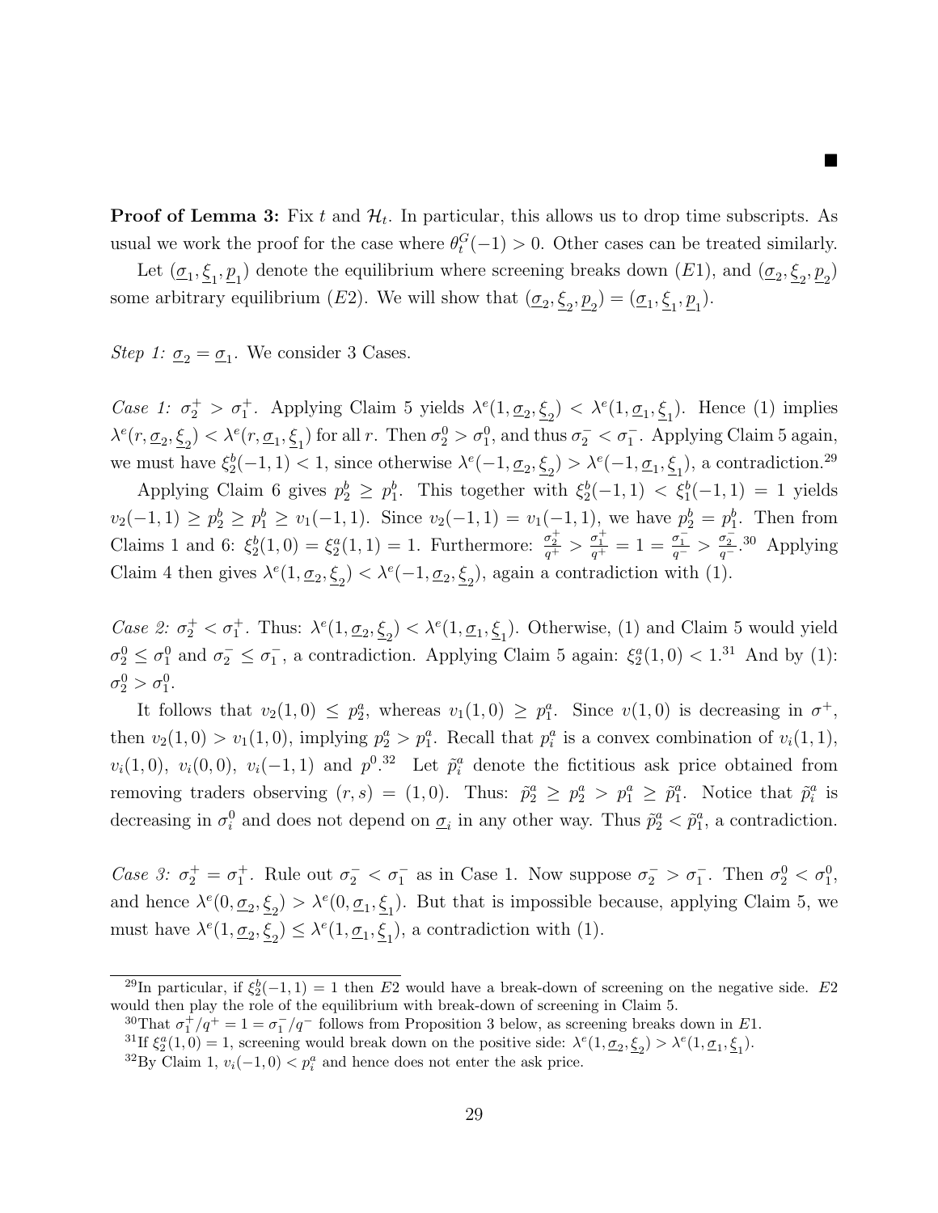■

**Proof of Lemma 3:** Fix $t$ and $\mathcal{H}_t$. In particular, this allows us to drop time subscripts. As usual we work the proof for the case where $\theta_t^G(-1) > 0$. Other cases can be treated similarly.

Let $(\underline{\sigma}_1, \underline{\xi}_1, \underline{p}_1)$ denote the equilibrium where screening breaks down $(E1)$, and $(\underline{\sigma}_2, \underline{\xi}_2, \underline{p}_2)$ some arbitrary equilibrium $(E2)$. We will show that $(\underline{\sigma}_2, \underline{\xi}_2, \underline{p}_2) = (\underline{\sigma}_1, \underline{\xi}_1, \underline{p}_1)$.

*Step 1:* $\underline{\sigma}_2 = \underline{\sigma}_1$. We consider 3 Cases.

*Case 1:* $\sigma_2^+ > \sigma_1^+$. Applying Claim 5 yields $\lambda^e(1, \underline{\sigma}_2, \underline{\xi}_2) < \lambda^e(1, \underline{\sigma}_1, \underline{\xi}_1)$. Hence (1) implies $\lambda^e(r, \underline{\sigma}_2, \underline{\xi}_2) < \lambda^e(r, \underline{\sigma}_1, \underline{\xi}_1)$ for all $r$. Then $\sigma_2^0 > \sigma_1^0$, and thus $\sigma_2^- < \sigma_1^-$. Applying Claim 5 again, we must have $\xi_2^b(-1, 1) < 1$, since otherwise $\lambda^e(-1, \underline{\sigma}_2, \underline{\xi}_2) > \lambda^e(-1, \underline{\sigma}_1, \underline{\xi}_1)$, a contradiction.[29]

Applying Claim 6 gives $p_2^b \geq p_1^b$. This together with $\xi_2^b(-1, 1) < \xi_1^b(-1, 1) = 1$ yields $v_2(-1, 1) \geq p_2^b \geq p_1^b \geq v_1(-1, 1)$. Since $v_2(-1, 1) = v_1(-1, 1)$, we have $p_2^b = p_1^b$. Then from Claims 1 and 6: $\xi_2^b(1, 0) = \xi_2^a(1, 1) = 1$. Furthermore: $\frac{\sigma_2^+}{q^+} > \frac{\sigma_1^+}{q^+} = 1 = \frac{\sigma_1^-}{q^-} > \frac{\sigma_2^-}{q^-}$.[30] Applying Claim 4 then gives $\lambda^e(1, \underline{\sigma}_2, \underline{\xi}_2) < \lambda^e(-1, \underline{\sigma}_2, \underline{\xi}_2)$, again a contradiction with (1).

*Case 2:* $\sigma_2^+ < \sigma_1^+$. Thus: $\lambda^e(1, \underline{\sigma}_2, \underline{\xi}_2) < \lambda^e(1, \underline{\sigma}_1, \underline{\xi}_1)$. Otherwise, (1) and Claim 5 would yield $\sigma_2^0 \leq \sigma_1^0$ and $\sigma_2^- \leq \sigma_1^-$, a contradiction. Applying Claim 5 again: $\xi_2^a(1, 0) < 1$.[31] And by (1): $\sigma_2^0 > \sigma_1^0$.

It follows that $v_2(1, 0) \leq p_2^a$, whereas $v_1(1, 0) \geq p_1^a$. Since $v(1, 0)$ is decreasing in $\sigma^+$, then $v_2(1, 0) > v_1(1, 0)$, implying $p_2^a > p_1^a$. Recall that $p_i^a$ is a convex combination of $v_i(1, 1)$, $v_i(1, 0)$, $v_i(0, 0)$, $v_i(-1, 1)$ and $p^0$.[32] Let $\tilde{p}_i^a$ denote the fictitious ask price obtained from removing traders observing $(r, s) = (1, 0)$. Thus: $\tilde{p}_2^a \geq p_2^a > p_1^a \geq \tilde{p}_1^a$. Notice that $\tilde{p}_i^a$ is decreasing in $\sigma_i^0$ and does not depend on $\underline{\sigma}_i$ in any other way. Thus $\tilde{p}_2^a < \tilde{p}_1^a$, a contradiction.

*Case 3:* $\sigma_2^+ = \sigma_1^+$. Rule out $\sigma_2^- < \sigma_1^-$ as in Case 1. Now suppose $\sigma_2^- > \sigma_1^-$. Then $\sigma_2^0 < \sigma_1^0$, and hence $\lambda^e(0, \underline{\sigma}_2, \underline{\xi}_2) > \lambda^e(0, \underline{\sigma}_1, \underline{\xi}_1)$. But that is impossible because, applying Claim 5, we must have $\lambda^e(1, \underline{\sigma}_2, \underline{\xi}_2) \leq \lambda^e(1, \underline{\sigma}_1, \underline{\xi}_1)$, a contradiction with (1).

---

[29] In particular, if $\xi_2^b(-1, 1) = 1$ then $E2$ would have a break-down of screening on the negative side. $E2$ would then play the role of the equilibrium with break-down of screening in Claim 5.

[30] That $\sigma_1^+/q^+ = 1 = \sigma_1^-/q^-$ follows from Proposition 3 below, as screening breaks down in $E1$.

[31] If $\xi_2^a(1, 0) = 1$, screening would break down on the positive side: $\lambda^e(1, \underline{\sigma}_2, \underline{\xi}_2) > \lambda^e(1, \underline{\sigma}_1, \underline{\xi}_1)$.

[32] By Claim 1, $v_i(-1, 0) < p_i^a$ and hence does not enter the ask price.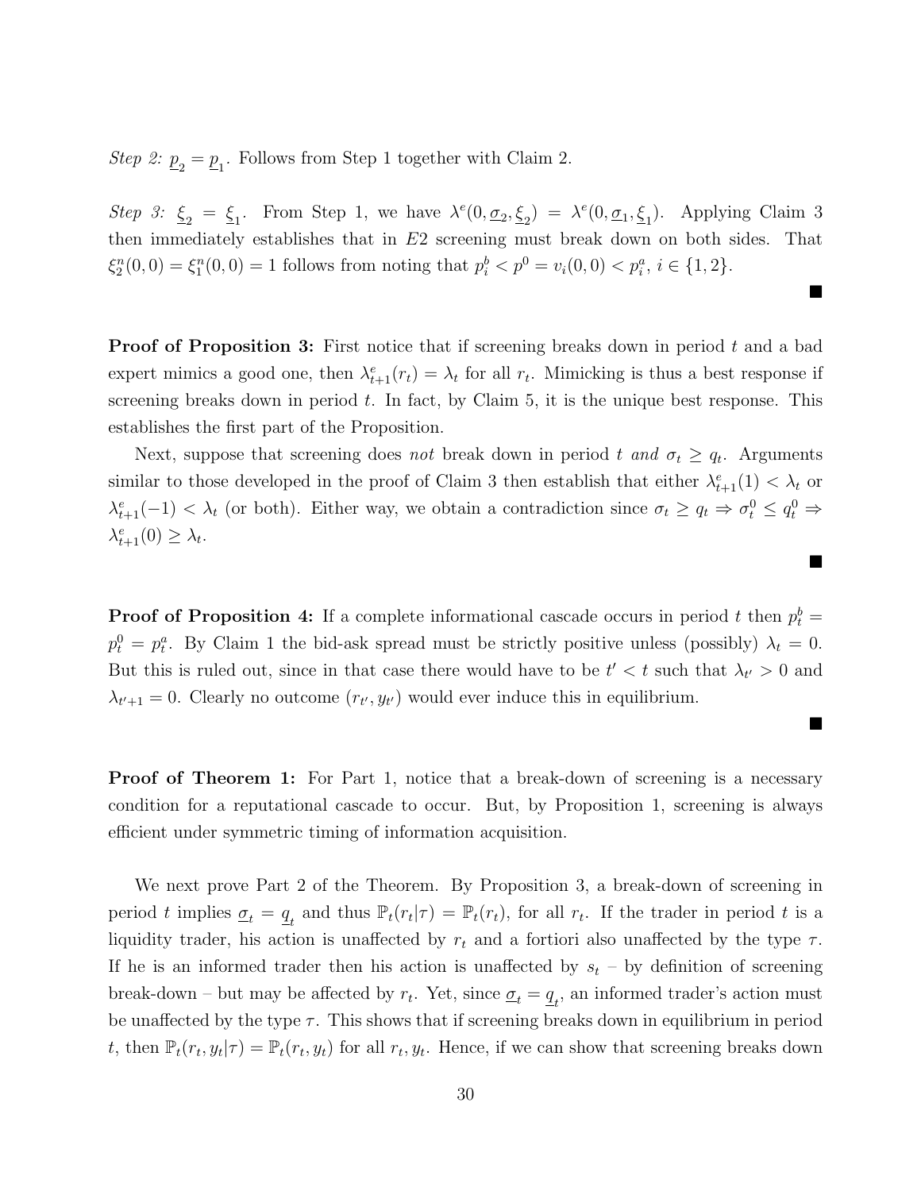*Step 2:* $\underline{p}_2 = \underline{p}_1$. Follows from Step 1 together with Claim 2.

*Step 3:* $\underline{\xi}_2 = \underline{\xi}_1$. From Step 1, we have $\lambda^e(0, \underline{\sigma}_2, \underline{\xi}_2) = \lambda^e(0, \underline{\sigma}_1, \underline{\xi}_1)$. Applying Claim 3 then immediately establishes that in $E2$ screening must break down on both sides. That $\xi_2^n(0,0) = \xi_1^n(0,0) = 1$ follows from noting that $p_i^b < p^0 = v_i(0,0) < p_i^a$, $i \in \{1,2\}$.

■

**Proof of Proposition 3:** First notice that if screening breaks down in period $t$ and a bad expert mimics a good one, then $\lambda_{t+1}^e(r_t) = \lambda_t$ for all $r_t$. Mimicking is thus a best response if screening breaks down in period $t$. In fact, by Claim 5, it is the unique best response. This establishes the first part of the Proposition.

Next, suppose that screening does *not* break down in period $t$ *and* $\sigma_t \geq q_t$. Arguments similar to those developed in the proof of Claim 3 then establish that either $\lambda_{t+1}^e(1) < \lambda_t$ or $\lambda_{t+1}^e(-1) < \lambda_t$ (or both). Either way, we obtain a contradiction since $\sigma_t \geq q_t \Rightarrow \sigma_t^0 \leq q_t^0 \Rightarrow \lambda_{t+1}^e(0) \geq \lambda_t$.

■

**Proof of Proposition 4:** If a complete informational cascade occurs in period $t$ then $p_t^b = p_t^0 = p_t^a$. By Claim 1 the bid-ask spread must be strictly positive unless (possibly) $\lambda_t = 0$. But this is ruled out, since in that case there would have to be $t' < t$ such that $\lambda_{t'} > 0$ and $\lambda_{t'+1} = 0$. Clearly no outcome $(r_{t'}, y_{t'})$ would ever induce this in equilibrium.

■

**Proof of Theorem 1:** For Part 1, notice that a break-down of screening is a necessary condition for a reputational cascade to occur. But, by Proposition 1, screening is always efficient under symmetric timing of information acquisition.

We next prove Part 2 of the Theorem. By Proposition 3, a break-down of screening in period $t$ implies $\underline{\sigma}_t = \underline{q}_t$ and thus $\mathbb{P}_t(r_t|\tau) = \mathbb{P}_t(r_t)$, for all $r_t$. If the trader in period $t$ is a liquidity trader, his action is unaffected by $r_t$ and a fortiori also unaffected by the type $\tau$. If he is an informed trader then his action is unaffected by $s_t$ – by definition of screening break-down – but may be affected by $r_t$. Yet, since $\underline{\sigma}_t = \underline{q}_t$, an informed trader's action must be unaffected by the type $\tau$. This shows that if screening breaks down in equilibrium in period $t$, then $\mathbb{P}_t(r_t, y_t|\tau) = \mathbb{P}_t(r_t, y_t)$ for all $r_t, y_t$. Hence, if we can show that screening breaks down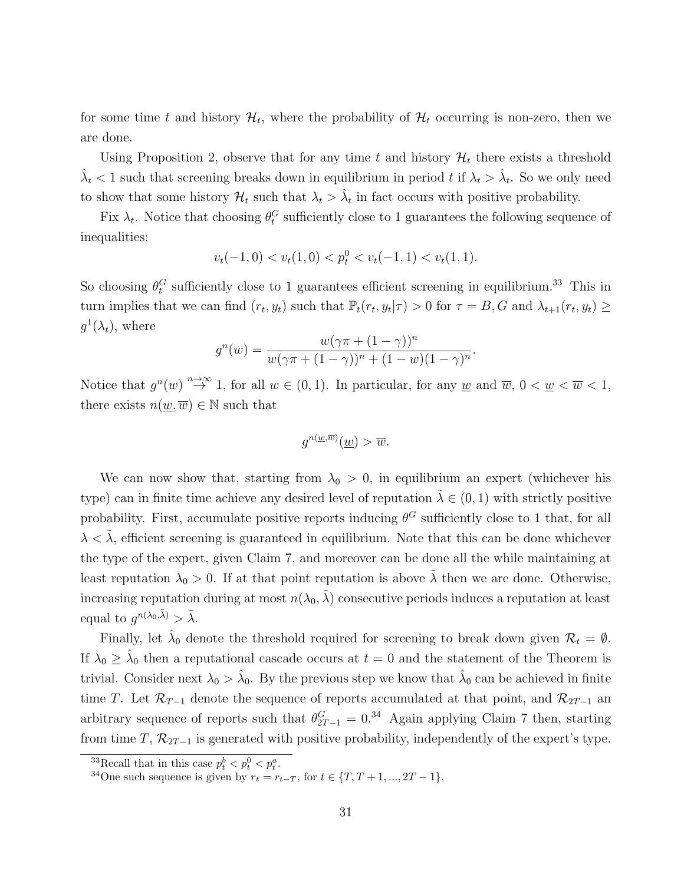for some time $t$ and history $\mathcal{H}_t$, where the probability of $\mathcal{H}_t$ occurring is non-zero, then we are done.

Using Proposition 2, observe that for any time $t$ and history $\mathcal{H}_t$ there exists a threshold $\hat{\lambda}_t < 1$ such that screening breaks down in equilibrium in period $t$ if $\lambda_t > \hat{\lambda}_t$. So we only need to show that some history $\mathcal{H}_t$ such that $\lambda_t > \hat{\lambda}_t$ in fact occurs with positive probability.

Fix $\lambda_t$. Notice that choosing $\theta_t^G$ sufficiently close to 1 guarantees the following sequence of inequalities:

$$v_t(-1,0) < v_t(1,0) < p_t^0 < v_t(-1,1) < v_t(1,1).$$

So choosing $\theta_t^G$ sufficiently close to 1 guarantees efficient screening in equilibrium.[33] This in turn implies that we can find $(r_t, y_t)$ such that $\mathbb{P}_t(r_t, y_t|\tau) > 0$ for $\tau = B, G$ and $\lambda_{t+1}(r_t, y_t) \geq g^1(\lambda_t)$, where

$$g^n(w) = \frac{w(\gamma\pi + (1-\gamma))^n}{w(\gamma\pi + (1-\gamma))^n + (1-w)(1-\gamma)^n}.$$

Notice that $g^n(w) \overset{n \to \infty}{\to} 1$, for all $w \in (0,1)$. In particular, for any $\underline{w}$ and $\overline{w}$, $0 < \underline{w} < \overline{w} < 1$, there exists $n(\underline{w}, \overline{w}) \in \mathbb{N}$ such that

$$g^{n(\underline{w},\overline{w})}(\underline{w}) > \overline{w}.$$

We can now show that, starting from $\lambda_0 > 0$, in equilibrium an expert (whichever his type) can in finite time achieve any desired level of reputation $\tilde{\lambda} \in (0,1)$ with strictly positive probability. First, accumulate positive reports inducing $\theta^G$ sufficiently close to 1 that, for all $\lambda < \tilde{\lambda}$, efficient screening is guaranteed in equilibrium. Note that this can be done whichever the type of the expert, given Claim 7, and moreover can be done all the while maintaining at least reputation $\lambda_0 > 0$. If at that point reputation is above $\tilde{\lambda}$ then we are done. Otherwise, increasing reputation during at most $n(\lambda_0, \tilde{\lambda})$ consecutive periods induces a reputation at least equal to $g^{n(\lambda_0,\tilde{\lambda})} > \tilde{\lambda}$.

Finally, let $\hat{\lambda}_0$ denote the threshold required for screening to break down given $\mathcal{R}_t = \emptyset$. If $\lambda_0 \geq \hat{\lambda}_0$ then a reputational cascade occurs at $t = 0$ and the statement of the Theorem is trivial. Consider next $\lambda_0 > \hat{\lambda}_0$. By the previous step we know that $\hat{\lambda}_0$ can be achieved in finite time $T$. Let $\mathcal{R}_{T-1}$ denote the sequence of reports accumulated at that point, and $\mathcal{R}_{2T-1}$ an arbitrary sequence of reports such that $\theta_{2T-1}^G = 0$.[34] Again applying Claim 7 then, starting from time $T$, $\mathcal{R}_{2T-1}$ is generated with positive probability, independently of the expert's type.

[33] Recall that in this case $p_t^b < p_t^0 < p_t^a$.

[34] One such sequence is given by $r_t = r_{t-T}$, for $t \in \{T, T+1, ..., 2T-1\}$.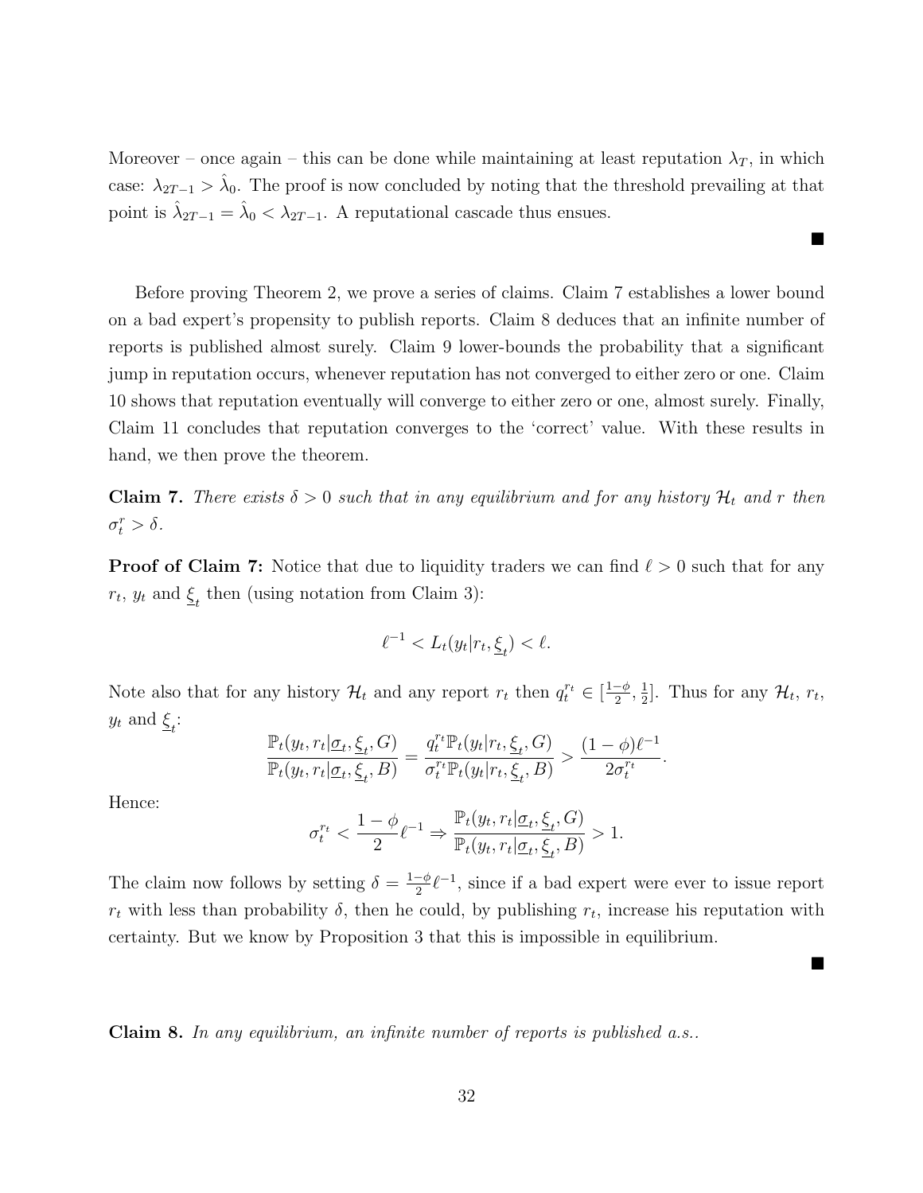Moreover – once again – this can be done while maintaining at least reputation $\lambda_T$, in which case: $\lambda_{2T-1} > \hat{\lambda}_0$. The proof is now concluded by noting that the threshold prevailing at that point is $\hat{\lambda}_{2T-1} = \hat{\lambda}_0 < \lambda_{2T-1}$. A reputational cascade thus ensues.

■

Before proving Theorem 2, we prove a series of claims. Claim 7 establishes a lower bound on a bad expert's propensity to publish reports. Claim 8 deduces that an infinite number of reports is published almost surely. Claim 9 lower-bounds the probability that a significant jump in reputation occurs, whenever reputation has not converged to either zero or one. Claim 10 shows that reputation eventually will converge to either zero or one, almost surely. Finally, Claim 11 concludes that reputation converges to the 'correct' value. With these results in hand, we then prove the theorem.

**Claim 7.** *There exists $\delta > 0$ such that in any equilibrium and for any history $\mathcal{H}_t$ and $r$ then $\sigma_t^r > \delta$.*

**Proof of Claim 7:** Notice that due to liquidity traders we can find $\ell > 0$ such that for any $r_t$, $y_t$ and $\underline{\xi}_t$ then (using notation from Claim 3):

$$\ell^{-1} < L_t(y_t|r_t, \underline{\xi}_t) < \ell.$$

Note also that for any history $\mathcal{H}_t$ and any report $r_t$ then $q_t^{r_t} \in [\frac{1-\phi}{2}, \frac{1}{2}]$. Thus for any $\mathcal{H}_t$, $r_t$, $y_t$ and $\underline{\xi}_t$:

$$\frac{\mathbb{P}_t(y_t, r_t|\underline{\sigma}_t, \underline{\xi}_t, G)}{\mathbb{P}_t(y_t, r_t|\underline{\sigma}_t, \underline{\xi}_t, B)} = \frac{q_t^{r_t}\mathbb{P}_t(y_t|r_t, \underline{\xi}_t, G)}{\sigma_t^{r_t}\mathbb{P}_t(y_t|r_t, \underline{\xi}_t, B)} > \frac{(1-\phi)\ell^{-1}}{2\sigma_t^{r_t}}.$$

Hence:

$$\sigma_t^{r_t} < \frac{1-\phi}{2}\ell^{-1} \Rightarrow \frac{\mathbb{P}_t(y_t, r_t|\underline{\sigma}_t, \underline{\xi}_t, G)}{\mathbb{P}_t(y_t, r_t|\underline{\sigma}_t, \underline{\xi}_t, B)} > 1.$$

The claim now follows by setting $\delta = \frac{1-\phi}{2}\ell^{-1}$, since if a bad expert were ever to issue report $r_t$ with less than probability $\delta$, then he could, by publishing $r_t$, increase his reputation with certainty. But we know by Proposition 3 that this is impossible in equilibrium.

■

**Claim 8.** *In any equilibrium, an infinite number of reports is published a.s..*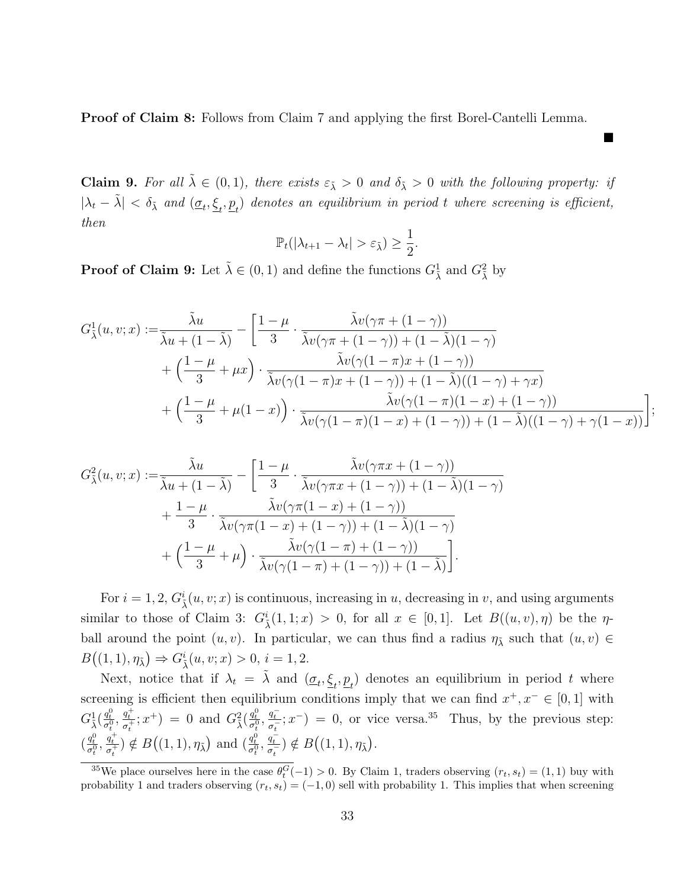**Proof of Claim 8:** Follows from Claim 7 and applying the first Borel-Cantelli Lemma.

■

**Claim 9.** *For all $\tilde{\lambda} \in (0,1)$, there exists $\varepsilon_{\tilde{\lambda}} > 0$ and $\delta_{\tilde{\lambda}} > 0$ with the following property: if $|\lambda_t - \tilde{\lambda}| < \delta_{\tilde{\lambda}}$ and $(\underline{\sigma}_t, \underline{\xi}_t, \underline{p}_t)$ denotes an equilibrium in period $t$ where screening is efficient, then*

$$\mathbb{P}_t(|\lambda_{t+1} - \lambda_t| > \varepsilon_{\tilde{\lambda}}) \geq \frac{1}{2}.$$

**Proof of Claim 9:** Let $\tilde{\lambda} \in (0,1)$ and define the functions $G^1_{\tilde{\lambda}}$ and $G^2_{\tilde{\lambda}}$ by

$$\begin{aligned}
G^1_{\tilde{\lambda}}(u,v;x) :=& \frac{\tilde{\lambda} u}{\tilde{\lambda} u + (1-\tilde{\lambda})} - \Bigg[ \frac{1-\mu}{3} \cdot \frac{\tilde{\lambda} v(\gamma\pi + (1-\gamma))}{\tilde{\lambda} v(\gamma\pi + (1-\gamma)) + (1-\tilde{\lambda})(1-\gamma)} \\
&+ \Big(\frac{1-\mu}{3} + \mu x\Big) \cdot \frac{\tilde{\lambda} v(\gamma(1-\pi)x + (1-\gamma))}{\tilde{\lambda} v(\gamma(1-\pi)x + (1-\gamma)) + (1-\tilde{\lambda})((1-\gamma) + \gamma x)} \\
&+ \Big(\frac{1-\mu}{3} + \mu(1-x)\Big) \cdot \frac{\tilde{\lambda} v(\gamma(1-\pi)(1-x) + (1-\gamma))}{\tilde{\lambda} v(\gamma(1-\pi)(1-x) + (1-\gamma)) + (1-\tilde{\lambda})((1-\gamma) + \gamma(1-x))} \Bigg];
\end{aligned}$$

$$\begin{aligned}
G^2_{\tilde{\lambda}}(u,v;x) :=& \frac{\tilde{\lambda} u}{\tilde{\lambda} u + (1-\tilde{\lambda})} - \Bigg[ \frac{1-\mu}{3} \cdot \frac{\tilde{\lambda} v(\gamma\pi x + (1-\gamma))}{\tilde{\lambda} v(\gamma\pi x + (1-\gamma)) + (1-\tilde{\lambda})(1-\gamma)} \\
&+ \frac{1-\mu}{3} \cdot \frac{\tilde{\lambda} v(\gamma\pi(1-x) + (1-\gamma))}{\tilde{\lambda} v(\gamma\pi(1-x) + (1-\gamma)) + (1-\tilde{\lambda})(1-\gamma)} \\
&+ \Big(\frac{1-\mu}{3} + \mu\Big) \cdot \frac{\tilde{\lambda} v(\gamma(1-\pi) + (1-\gamma))}{\tilde{\lambda} v(\gamma(1-\pi) + (1-\gamma)) + (1-\tilde{\lambda})} \Bigg].
\end{aligned}$$

For $i = 1, 2$, $G^i_{\tilde{\lambda}}(u,v;x)$ is continuous, increasing in $u$, decreasing in $v$, and using arguments similar to those of Claim 3: $G^i_{\tilde{\lambda}}(1,1;x) > 0$, for all $x \in [0,1]$. Let $B((u,v),\eta)$ be the $\eta$-ball around the point $(u,v)$. In particular, we can thus find a radius $\eta_{\tilde{\lambda}}$ such that $(u,v) \in B\big((1,1),\eta_{\tilde{\lambda}}\big) \Rightarrow G^i_{\tilde{\lambda}}(u,v;x) > 0$, $i = 1,2$.

Next, notice that if $\lambda_t = \tilde{\lambda}$ and $(\underline{\sigma}_t, \underline{\xi}_t, \underline{p}_t)$ denotes an equilibrium in period $t$ where screening is efficient then equilibrium conditions imply that we can find $x^+, x^- \in [0,1]$ with $G^1_{\tilde{\lambda}}(\frac{q^0_t}{\sigma^0_t}, \frac{q^+_t}{\sigma^+_t}; x^+) = 0$ and $G^2_{\tilde{\lambda}}(\frac{q^0_t}{\sigma^0_t}, \frac{q^-_t}{\sigma^-_t}; x^-) = 0$, or vice versa.[35] Thus, by the previous step: $(\frac{q^0_t}{\sigma^0_t}, \frac{q^+_t}{\sigma^+_t}) \notin B\big((1,1),\eta_{\tilde{\lambda}}\big)$ and $(\frac{q^0_t}{\sigma^0_t}, \frac{q^-_t}{\sigma^-_t}) \notin B\big((1,1),\eta_{\tilde{\lambda}}\big)$.

[35] We place ourselves here in the case $\theta^G_t(-1) > 0$. By Claim 1, traders observing $(r_t, s_t) = (1,1)$ buy with probability 1 and traders observing $(r_t, s_t) = (-1,0)$ sell with probability 1. This implies that when screening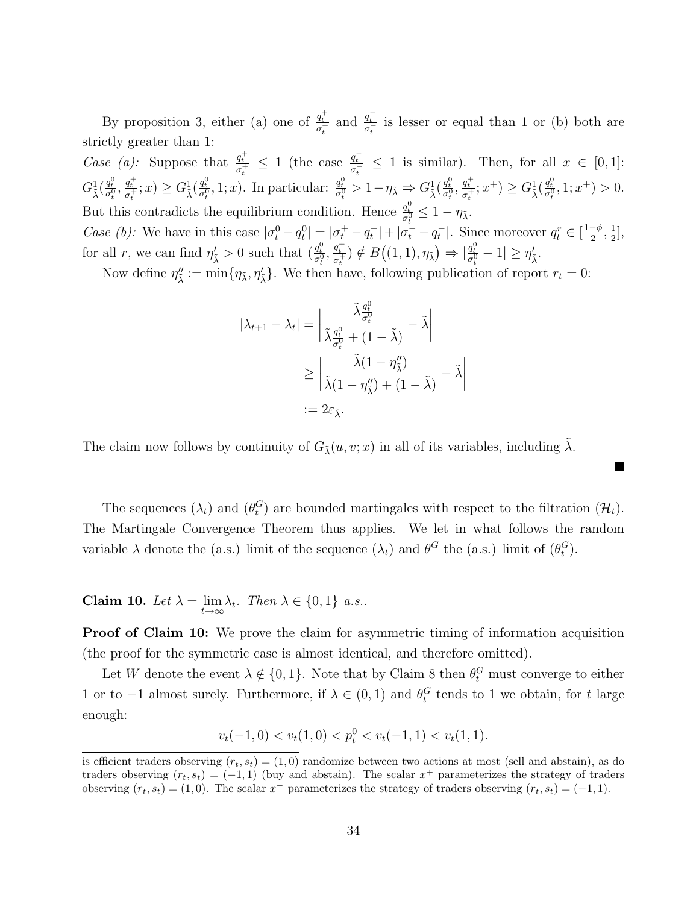By proposition 3, either (a) one of $\frac{q_t^+}{\sigma_t^+}$ and $\frac{q_t^-}{\sigma_t^-}$ is lesser or equal than 1 or (b) both are strictly greater than 1:

*Case (a):* Suppose that $\frac{q_t^+}{\sigma_t^+} \leq 1$ (the case $\frac{q_t^-}{\sigma_t^-} \leq 1$ is similar). Then, for all $x \in [0,1]$: $G^1_{\tilde{\lambda}}(\frac{q_t^0}{\sigma_t^0}, \frac{q_t^+}{\sigma_t^+}; x) \geq G^1_{\tilde{\lambda}}(\frac{q_t^0}{\sigma_t^0}, 1; x)$. In particular: $\frac{q_t^0}{\sigma_t^0} > 1 - \eta_{\tilde{\lambda}} \Rightarrow G^1_{\tilde{\lambda}}(\frac{q_t^0}{\sigma_t^0}, \frac{q_t^+}{\sigma_t^+}; x^+) \geq G^1_{\tilde{\lambda}}(\frac{q_t^0}{\sigma_t^0}, 1; x^+) > 0$. But this contradicts the equilibrium condition. Hence $\frac{q_t^0}{\sigma_t^0} \leq 1 - \eta_{\tilde{\lambda}}$.

*Case (b):* We have in this case $|\sigma_t^0 - q_t^0| = |\sigma_t^+ - q_t^+| + |\sigma_t^- - q_t^-|$. Since moreover $q_t^r \in [\frac{1-\phi}{2}, \frac{1}{2}]$, for all $r$, we can find $\eta'_{\tilde{\lambda}} > 0$ such that $(\frac{q_t^0}{\sigma_t^0}, \frac{q_t^+}{\sigma_t^+}) \notin B\big((1,1), \eta_{\tilde{\lambda}}\big) \Rightarrow |\frac{q_t^0}{\sigma_t^0} - 1| \geq \eta'_{\tilde{\lambda}}$.

Now define $\eta''_{\tilde{\lambda}} := \min\{\eta_{\tilde{\lambda}}, \eta'_{\tilde{\lambda}}\}$. We then have, following publication of report $r_t = 0$:

$$
\begin{aligned}
|\lambda_{t+1} - \lambda_t| &= \left| \frac{\tilde{\lambda}\frac{q_t^0}{\sigma_t^0}}{\tilde{\lambda}\frac{q_t^0}{\sigma_t^0} + (1-\tilde{\lambda})} - \tilde{\lambda} \right| \\
&\geq \left| \frac{\tilde{\lambda}(1-\eta''_{\tilde{\lambda}})}{\tilde{\lambda}(1-\eta''_{\tilde{\lambda}}) + (1-\tilde{\lambda})} - \tilde{\lambda} \right| \\
&:= 2\varepsilon_{\tilde{\lambda}}.
\end{aligned}
$$

The claim now follows by continuity of $G_{\tilde{\lambda}}(u, v; x)$ in all of its variables, including $\tilde{\lambda}$.

■

The sequences $(\lambda_t)$ and $(\theta_t^G)$ are bounded martingales with respect to the filtration $(\mathcal{H}_t)$. The Martingale Convergence Theorem thus applies. We let in what follows the random variable $\lambda$ denote the (a.s.) limit of the sequence $(\lambda_t)$ and $\theta^G$ the (a.s.) limit of $(\theta_t^G)$.

**Claim 10.** *Let $\lambda = \lim_{t\to\infty} \lambda_t$. Then $\lambda \in \{0, 1\}$ a.s..*

**Proof of Claim 10:** We prove the claim for asymmetric timing of information acquisition (the proof for the symmetric case is almost identical, and therefore omitted).

Let $W$ denote the event $\lambda \notin \{0, 1\}$. Note that by Claim 8 then $\theta_t^G$ must converge to either 1 or to $-1$ almost surely. Furthermore, if $\lambda \in (0,1)$ and $\theta_t^G$ tends to 1 we obtain, for $t$ large enough:

$$v_t(-1, 0) < v_t(1, 0) < p_t^0 < v_t(-1, 1) < v_t(1, 1).$$

---

is efficient traders observing $(r_t, s_t) = (1, 0)$ randomize between two actions at most (sell and abstain), as do traders observing $(r_t, s_t) = (-1, 1)$ (buy and abstain). The scalar $x^+$ parameterizes the strategy of traders observing $(r_t, s_t) = (1, 0)$. The scalar $x^-$ parameterizes the strategy of traders observing $(r_t, s_t) = (-1, 1)$.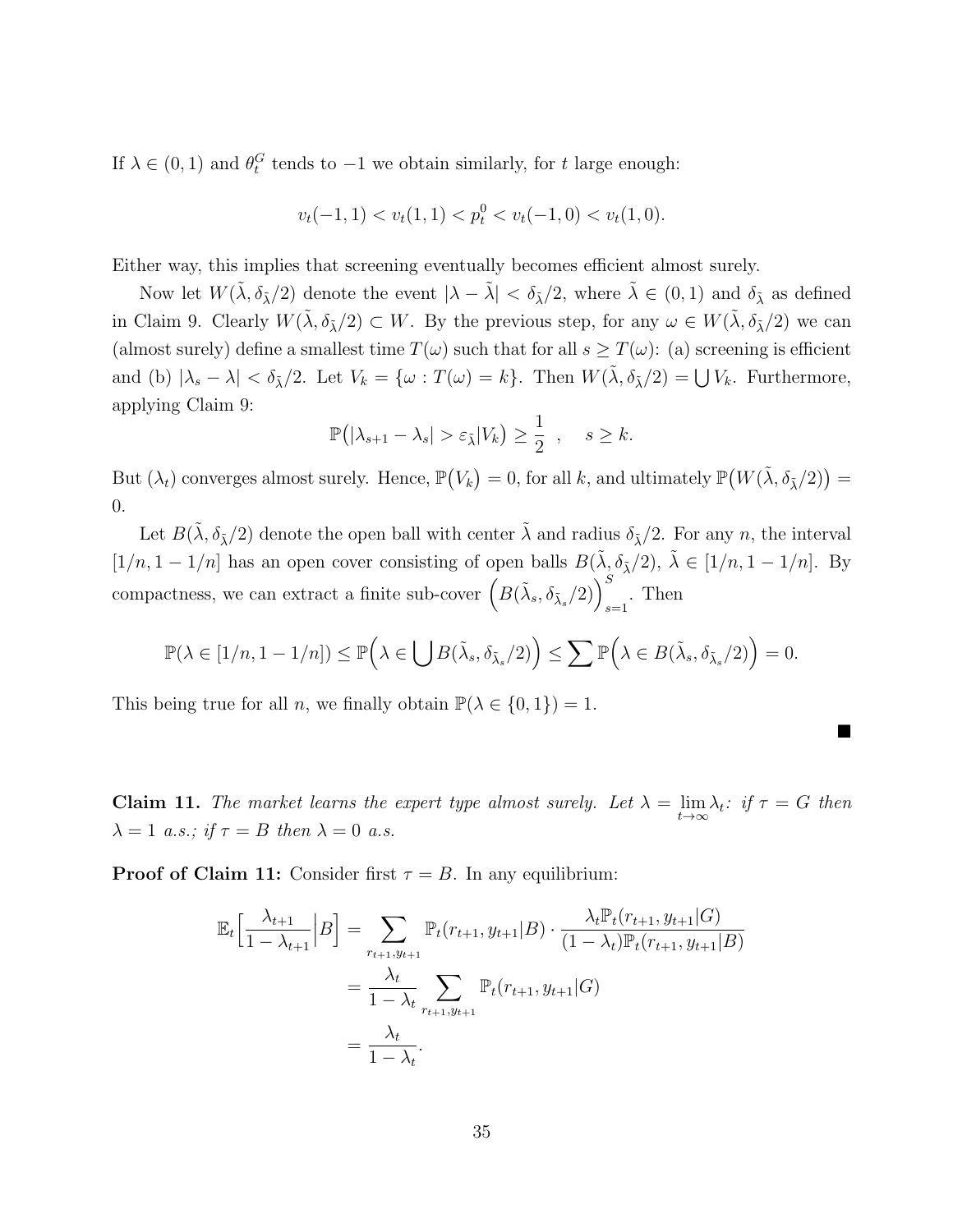If $\lambda \in (0,1)$ and $\theta_t^G$ tends to $-1$ we obtain similarly, for $t$ large enough:

$$v_t(-1,1) < v_t(1,1) < p_t^0 < v_t(-1,0) < v_t(1,0).$$

Either way, this implies that screening eventually becomes efficient almost surely.

Now let $W(\tilde{\lambda}, \delta_{\tilde{\lambda}}/2)$ denote the event $|\lambda - \tilde{\lambda}| < \delta_{\tilde{\lambda}}/2$, where $\tilde{\lambda} \in (0,1)$ and $\delta_{\tilde{\lambda}}$ as defined in Claim 9. Clearly $W(\tilde{\lambda}, \delta_{\tilde{\lambda}}/2) \subset W$. By the previous step, for any $\omega \in W(\tilde{\lambda}, \delta_{\tilde{\lambda}}/2)$ we can (almost surely) define a smallest time $T(\omega)$ such that for all $s \geq T(\omega)$: (a) screening is efficient and (b) $|\lambda_s - \lambda| < \delta_{\tilde{\lambda}}/2$. Let $V_k = \{\omega : T(\omega) = k\}$. Then $W(\tilde{\lambda}, \delta_{\tilde{\lambda}}/2) = \bigcup V_k$. Furthermore, applying Claim 9:

$$\mathbb{P}\big(|\lambda_{s+1} - \lambda_s| > \varepsilon_{\tilde{\lambda}} | V_k\big) \geq \frac{1}{2} \ , \quad s \geq k.$$

But $(\lambda_t)$ converges almost surely. Hence, $\mathbb{P}\big(V_k\big) = 0$, for all $k$, and ultimately $\mathbb{P}\big(W(\tilde{\lambda}, \delta_{\tilde{\lambda}}/2)\big) = 0$.

Let $B(\tilde{\lambda}, \delta_{\tilde{\lambda}}/2)$ denote the open ball with center $\tilde{\lambda}$ and radius $\delta_{\tilde{\lambda}}/2$. For any $n$, the interval $[1/n, 1-1/n]$ has an open cover consisting of open balls $B(\tilde{\lambda}, \delta_{\tilde{\lambda}}/2)$, $\tilde{\lambda} \in [1/n, 1-1/n]$. By compactness, we can extract a finite sub-cover $\Big(B(\tilde{\lambda}_s, \delta_{\tilde{\lambda}_s}/2)\Big)_{s=1}^{S}$. Then

$$\mathbb{P}(\lambda \in [1/n, 1-1/n]) \leq \mathbb{P}\Big(\lambda \in \bigcup B(\tilde{\lambda}_s, \delta_{\tilde{\lambda}_s}/2)\Big) \leq \sum \mathbb{P}\Big(\lambda \in B(\tilde{\lambda}_s, \delta_{\tilde{\lambda}_s}/2)\Big) = 0.$$

This being true for all $n$, we finally obtain $\mathbb{P}(\lambda \in \{0,1\}) = 1$.

■

**Claim 11.** *The market learns the expert type almost surely. Let $\lambda = \lim_{t\to\infty} \lambda_t$: if $\tau = G$ then $\lambda = 1$ a.s.; if $\tau = B$ then $\lambda = 0$ a.s.*

**Proof of Claim 11:** Consider first $\tau = B$. In any equilibrium:

$$\begin{aligned}
\mathbb{E}_t\Big[\frac{\lambda_{t+1}}{1-\lambda_{t+1}}\Big| B\Big] &= \sum_{r_{t+1}, y_{t+1}} \mathbb{P}_t(r_{t+1}, y_{t+1}|B) \cdot \frac{\lambda_t \mathbb{P}_t(r_{t+1}, y_{t+1}|G)}{(1-\lambda_t)\mathbb{P}_t(r_{t+1}, y_{t+1}|B)} \\
&= \frac{\lambda_t}{1-\lambda_t} \sum_{r_{t+1}, y_{t+1}} \mathbb{P}_t(r_{t+1}, y_{t+1}|G) \\
&= \frac{\lambda_t}{1-\lambda_t}.
\end{aligned}$$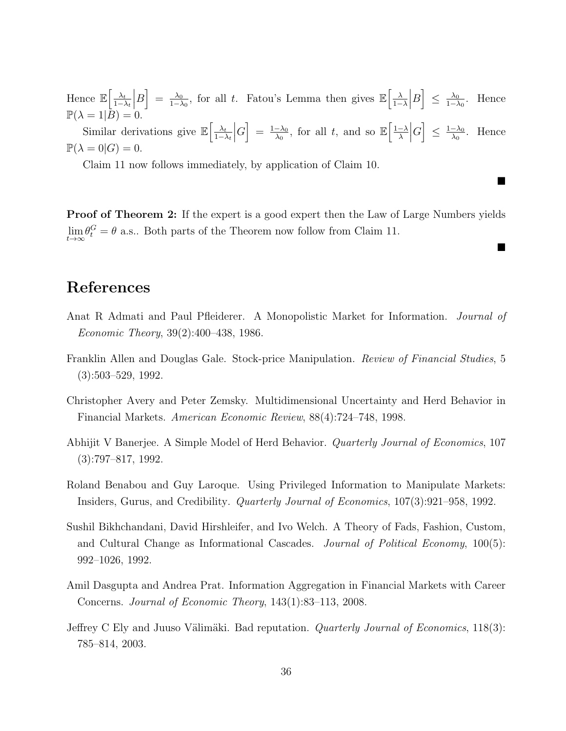Hence $\mathbb{E}\left[\frac{\lambda_t}{1-\lambda_t}\middle|B\right] = \frac{\lambda_0}{1-\lambda_0}$, for all $t$. Fatou's Lemma then gives $\mathbb{E}\left[\frac{\lambda}{1-\lambda}\middle|B\right] \leq \frac{\lambda_0}{1-\lambda_0}$. Hence $\mathbb{P}(\lambda = 1|B) = 0$.

Similar derivations give $\mathbb{E}\left[\frac{\lambda_t}{1-\lambda_t}\middle|G\right] = \frac{1-\lambda_0}{\lambda_0}$, for all $t$, and so $\mathbb{E}\left[\frac{1-\lambda}{\lambda}\middle|G\right] \leq \frac{1-\lambda_0}{\lambda_0}$. Hence $\mathbb{P}(\lambda = 0|G) = 0$.

Claim 11 now follows immediately, by application of Claim 10.

■

**Proof of Theorem 2:** If the expert is a good expert then the Law of Large Numbers yields $\lim_{t\to\infty} \theta_t^G = \theta$ a.s.. Both parts of the Theorem now follow from Claim 11.

■

# References

Anat R Admati and Paul Pfleiderer. A Monopolistic Market for Information. *Journal of Economic Theory*, 39(2):400–438, 1986.

Franklin Allen and Douglas Gale. Stock-price Manipulation. *Review of Financial Studies*, 5 (3):503–529, 1992.

Christopher Avery and Peter Zemsky. Multidimensional Uncertainty and Herd Behavior in Financial Markets. *American Economic Review*, 88(4):724–748, 1998.

Abhijit V Banerjee. A Simple Model of Herd Behavior. *Quarterly Journal of Economics*, 107 (3):797–817, 1992.

Roland Benabou and Guy Laroque. Using Privileged Information to Manipulate Markets: Insiders, Gurus, and Credibility. *Quarterly Journal of Economics*, 107(3):921–958, 1992.

Sushil Bikhchandani, David Hirshleifer, and Ivo Welch. A Theory of Fads, Fashion, Custom, and Cultural Change as Informational Cascades. *Journal of Political Economy*, 100(5): 992–1026, 1992.

Amil Dasgupta and Andrea Prat. Information Aggregation in Financial Markets with Career Concerns. *Journal of Economic Theory*, 143(1):83–113, 2008.

Jeffrey C Ely and Juuso Välimäki. Bad reputation. *Quarterly Journal of Economics*, 118(3): 785–814, 2003.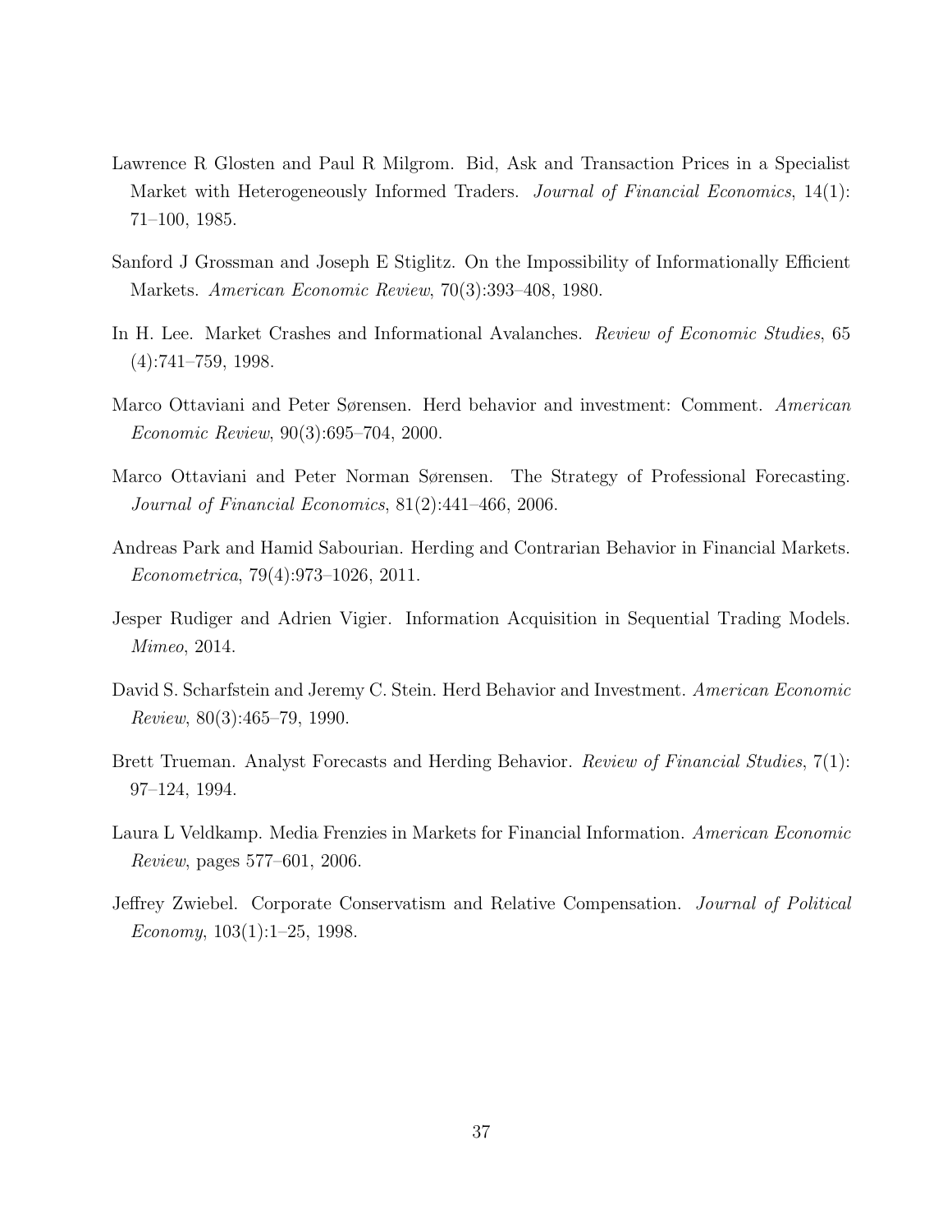Lawrence R Glosten and Paul R Milgrom. Bid, Ask and Transaction Prices in a Specialist Market with Heterogeneously Informed Traders. *Journal of Financial Economics*, 14(1): 71–100, 1985.

Sanford J Grossman and Joseph E Stiglitz. On the Impossibility of Informationally Efficient Markets. *American Economic Review*, 70(3):393–408, 1980.

In H. Lee. Market Crashes and Informational Avalanches. *Review of Economic Studies*, 65 (4):741–759, 1998.

Marco Ottaviani and Peter Sørensen. Herd behavior and investment: Comment. *American Economic Review*, 90(3):695–704, 2000.

Marco Ottaviani and Peter Norman Sørensen. The Strategy of Professional Forecasting. *Journal of Financial Economics*, 81(2):441–466, 2006.

Andreas Park and Hamid Sabourian. Herding and Contrarian Behavior in Financial Markets. *Econometrica*, 79(4):973–1026, 2011.

Jesper Rudiger and Adrien Vigier. Information Acquisition in Sequential Trading Models. *Mimeo*, 2014.

David S. Scharfstein and Jeremy C. Stein. Herd Behavior and Investment. *American Economic Review*, 80(3):465–79, 1990.

Brett Trueman. Analyst Forecasts and Herding Behavior. *Review of Financial Studies*, 7(1): 97–124, 1994.

Laura L Veldkamp. Media Frenzies in Markets for Financial Information. *American Economic Review*, pages 577–601, 2006.

Jeffrey Zwiebel. Corporate Conservatism and Relative Compensation. *Journal of Political Economy*, 103(1):1–25, 1998.